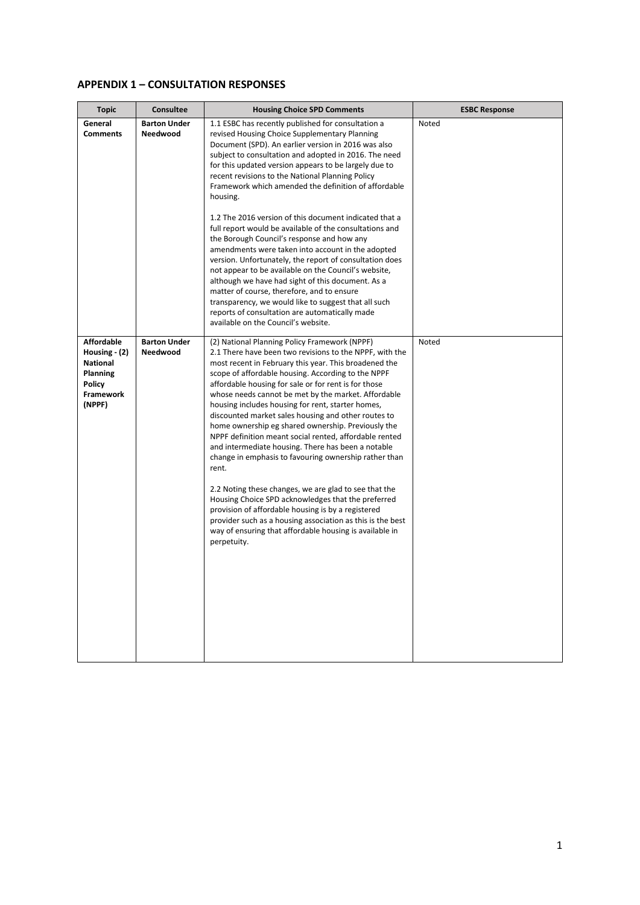## APPENDIX 1 – CONSULTATION RESPONSES

| Topic | Consultee | Housing Choice SPD Comments | ESBC Response |
|---|---|---|---|
| **General Comments** | **Barton Under Needwood** | 1.1 ESBC has recently published for consultation a revised Housing Choice Supplementary Planning Document (SPD). An earlier version in 2016 was also subject to consultation and adopted in 2016. The need for this updated version appears to be largely due to recent revisions to the National Planning Policy Framework which amended the definition of affordable housing.<br><br>1.2 The 2016 version of this document indicated that a full report would be available of the consultations and the Borough Council's response and how any amendments were taken into account in the adopted version. Unfortunately, the report of consultation does not appear to be available on the Council's website, although we have had sight of this document. As a matter of course, therefore, and to ensure transparency, we would like to suggest that all such reports of consultation are automatically made available on the Council's website. | Noted |
| **Affordable Housing - (2) National Planning Policy Framework (NPPF)** | **Barton Under Needwood** | (2) National Planning Policy Framework (NPPF)<br>2.1 There have been two revisions to the NPPF, with the most recent in February this year. This broadened the scope of affordable housing. According to the NPPF affordable housing for sale or for rent is for those whose needs cannot be met by the market. Affordable housing includes housing for rent, starter homes, discounted market sales housing and other routes to home ownership eg shared ownership. Previously the NPPF definition meant social rented, affordable rented and intermediate housing. There has been a notable change in emphasis to favouring ownership rather than rent.<br><br>2.2 Noting these changes, we are glad to see that the Housing Choice SPD acknowledges that the preferred provision of affordable housing is by a registered provider such as a housing association as this is the best way of ensuring that affordable housing is available in perpetuity. | Noted |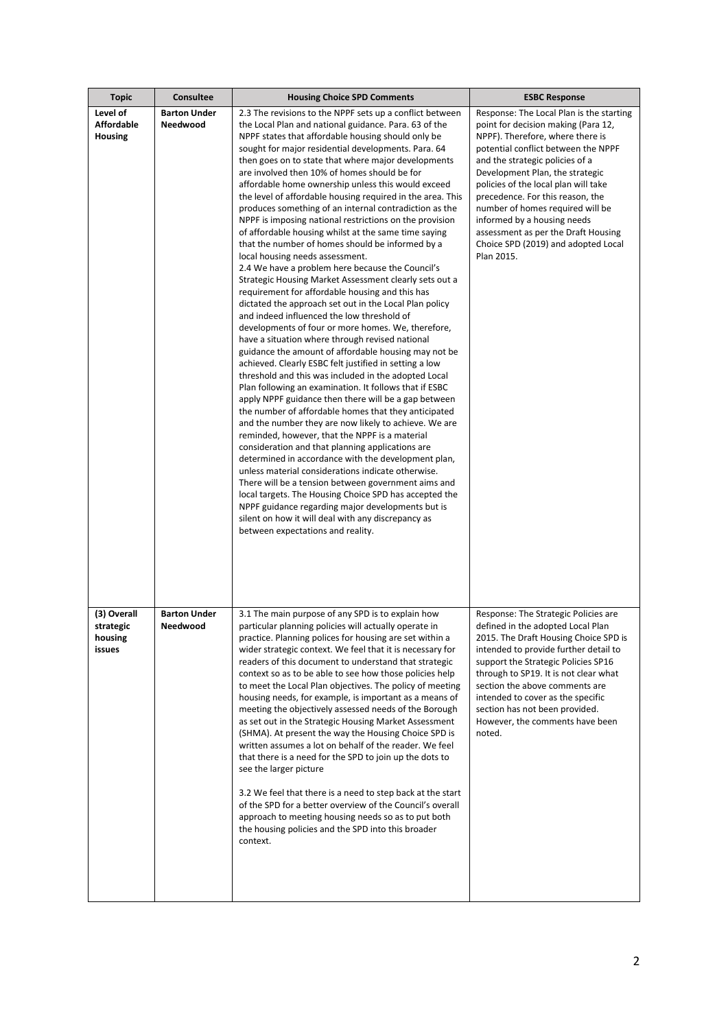| Topic | Consultee | Housing Choice SPD Comments | ESBC Response |
|---|---|---|---|
| **Level of Affordable Housing** | **Barton Under Needwood** | 2.3 The revisions to the NPPF sets up a conflict between the Local Plan and national guidance. Para. 63 of the NPPF states that affordable housing should only be sought for major residential developments. Para. 64 then goes on to state that where major developments are involved then 10% of homes should be for affordable home ownership unless this would exceed the level of affordable housing required in the area. This produces something of an internal contradiction as the NPPF is imposing national restrictions on the provision of affordable housing whilst at the same time saying that the number of homes should be informed by a local housing needs assessment.<br>2.4 We have a problem here because the Council's Strategic Housing Market Assessment clearly sets out a requirement for affordable housing and this has dictated the approach set out in the Local Plan policy and indeed influenced the low threshold of developments of four or more homes. We, therefore, have a situation where through revised national guidance the amount of affordable housing may not be achieved. Clearly ESBC felt justified in setting a low threshold and this was included in the adopted Local Plan following an examination. It follows that if ESBC apply NPPF guidance then there will be a gap between the number of affordable homes that they anticipated and the number they are now likely to achieve. We are reminded, however, that the NPPF is a material consideration and that planning applications are determined in accordance with the development plan, unless material considerations indicate otherwise. There will be a tension between government aims and local targets. The Housing Choice SPD has accepted the NPPF guidance regarding major developments but is silent on how it will deal with any discrepancy as between expectations and reality. | Response: The Local Plan is the starting point for decision making (Para 12, NPPF). Therefore, where there is potential conflict between the NPPF and the strategic policies of a Development Plan, the strategic policies of the local plan will take precedence. For this reason, the number of homes required will be informed by a housing needs assessment as per the Draft Housing Choice SPD (2019) and adopted Local Plan 2015. |
| **(3) Overall strategic housing issues** | **Barton Under Needwood** | 3.1 The main purpose of any SPD is to explain how particular planning policies will actually operate in practice. Planning polices for housing are set within a wider strategic context. We feel that it is necessary for readers of this document to understand that strategic context so as to be able to see how those policies help to meet the Local Plan objectives. The policy of meeting housing needs, for example, is important as a means of meeting the objectively assessed needs of the Borough as set out in the Strategic Housing Market Assessment (SHMA). At present the way the Housing Choice SPD is written assumes a lot on behalf of the reader. We feel that there is a need for the SPD to join up the dots to see the larger picture<br><br>3.2 We feel that there is a need to step back at the start of the SPD for a better overview of the Council's overall approach to meeting housing needs so as to put both the housing policies and the SPD into this broader context. | Response: The Strategic Policies are defined in the adopted Local Plan 2015. The Draft Housing Choice SPD is intended to provide further detail to support the Strategic Policies SP16 through to SP19. It is not clear what section the above comments are intended to cover as the specific section has not been provided. However, the comments have been noted. |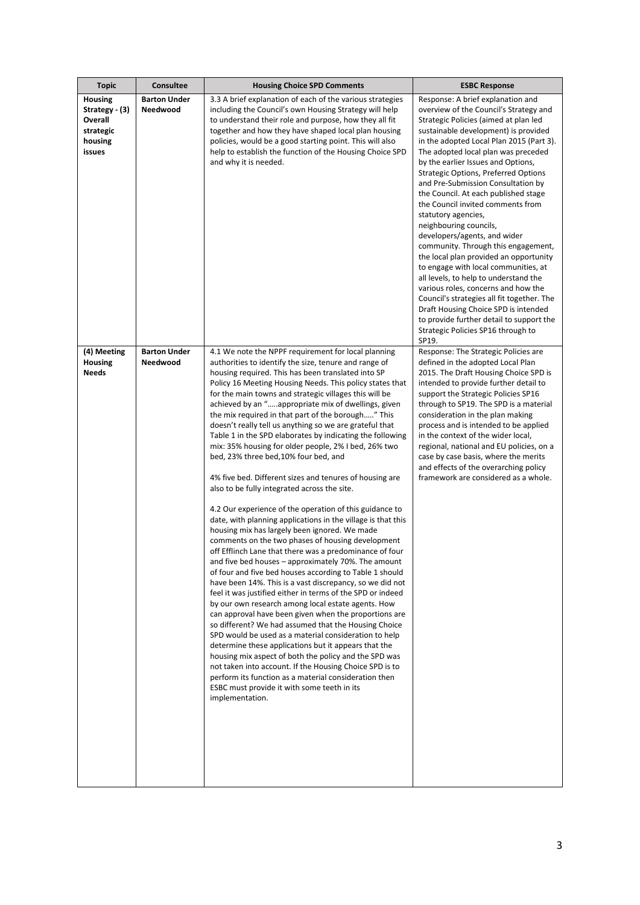| Topic | Consultee | Housing Choice SPD Comments | ESBC Response |
|---|---|---|---|
| **Housing Strategy - (3) Overall strategic housing issues** | **Barton Under Needwood** | 3.3 A brief explanation of each of the various strategies including the Council's own Housing Strategy will help to understand their role and purpose, how they all fit together and how they have shaped local plan housing policies, would be a good starting point. This will also help to establish the function of the Housing Choice SPD and why it is needed. | Response: A brief explanation and overview of the Council's Strategy and Strategic Policies (aimed at plan led sustainable development) is provided in the adopted Local Plan 2015 (Part 3). The adopted local plan was preceded by the earlier Issues and Options, Strategic Options, Preferred Options and Pre-Submission Consultation by the Council. At each published stage the Council invited comments from statutory agencies, neighbouring councils, developers/agents, and wider community. Through this engagement, the local plan provided an opportunity to engage with local communities, at all levels, to help to understand the various roles, concerns and how the Council's strategies all fit together. The Draft Housing Choice SPD is intended to provide further detail to support the Strategic Policies SP16 through to SP19. |
| **(4) Meeting Housing Needs** | **Barton Under Needwood** | 4.1 We note the NPPF requirement for local planning authorities to identify the size, tenure and range of housing required. This has been translated into SP Policy 16 Meeting Housing Needs. This policy states that for the main towns and strategic villages this will be achieved by an ".....appropriate mix of dwellings, given the mix required in that part of the borough....." This doesn't really tell us anything so we are grateful that Table 1 in the SPD elaborates by indicating the following mix: 35% housing for older people, 2% I bed, 26% two bed, 23% three bed,10% four bed, and<br><br>4% five bed. Different sizes and tenures of housing are also to be fully integrated across the site.<br><br>4.2 Our experience of the operation of this guidance to date, with planning applications in the village is that this housing mix has largely been ignored. We made comments on the two phases of housing development off Efflinch Lane that there was a predominance of four and five bed houses – approximately 70%. The amount of four and five bed houses according to Table 1 should have been 14%. This is a vast discrepancy, so we did not feel it was justified either in terms of the SPD or indeed by our own research among local estate agents. How can approval have been given when the proportions are so different? We had assumed that the Housing Choice SPD would be used as a material consideration to help determine these applications but it appears that the housing mix aspect of both the policy and the SPD was not taken into account. If the Housing Choice SPD is to perform its function as a material consideration then ESBC must provide it with some teeth in its implementation. | Response: The Strategic Policies are defined in the adopted Local Plan 2015. The Draft Housing Choice SPD is intended to provide further detail to support the Strategic Policies SP16 through to SP19. The SPD is a material consideration in the plan making process and is intended to be applied in the context of the wider local, regional, national and EU policies, on a case by case basis, where the merits and effects of the overarching policy framework are considered as a whole. |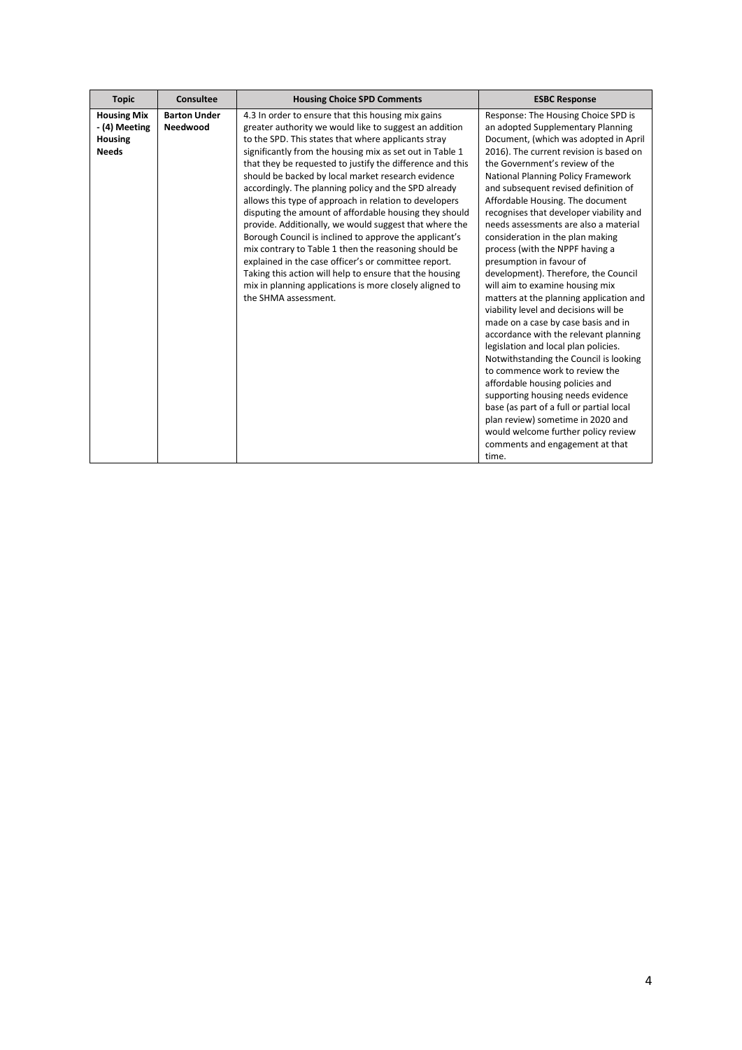| Topic | Consultee | Housing Choice SPD Comments | ESBC Response |
|---|---|---|---|
| **Housing Mix - (4) Meeting Housing Needs** | **Barton Under Needwood** | 4.3 In order to ensure that this housing mix gains greater authority we would like to suggest an addition to the SPD. This states that where applicants stray significantly from the housing mix as set out in Table 1 that they be requested to justify the difference and this should be backed by local market research evidence accordingly. The planning policy and the SPD already allows this type of approach in relation to developers disputing the amount of affordable housing they should provide. Additionally, we would suggest that where the Borough Council is inclined to approve the applicant's mix contrary to Table 1 then the reasoning should be explained in the case officer's or committee report. Taking this action will help to ensure that the housing mix in planning applications is more closely aligned to the SHMA assessment. | Response: The Housing Choice SPD is an adopted Supplementary Planning Document, (which was adopted in April 2016). The current revision is based on the Government's review of the National Planning Policy Framework and subsequent revised definition of Affordable Housing. The document recognises that developer viability and needs assessments are also a material consideration in the plan making process (with the NPPF having a presumption in favour of development). Therefore, the Council will aim to examine housing mix matters at the planning application and viability level and decisions will be made on a case by case basis and in accordance with the relevant planning legislation and local plan policies. Notwithstanding the Council is looking to commence work to review the affordable housing policies and supporting housing needs evidence base (as part of a full or partial local plan review) sometime in 2020 and would welcome further policy review comments and engagement at that time. |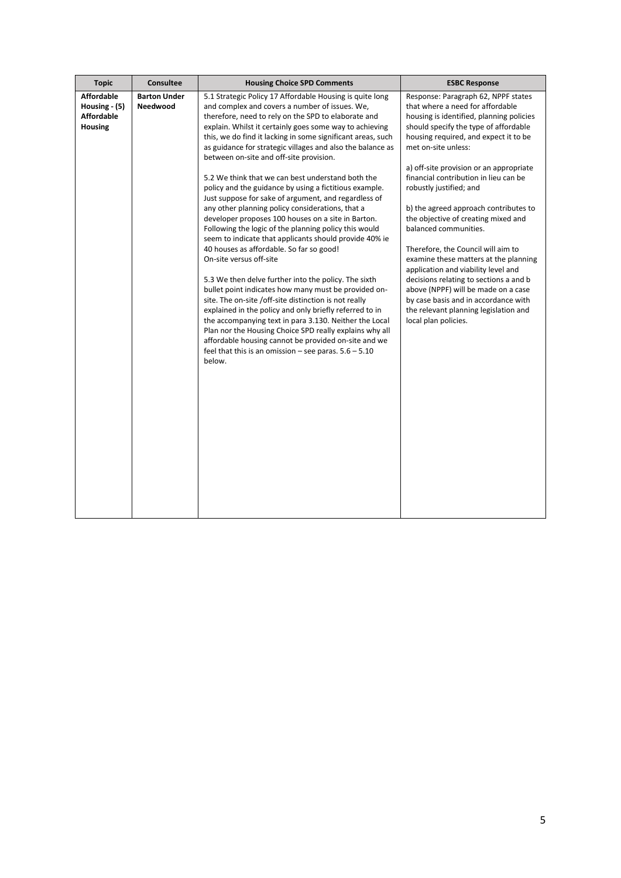| Topic | Consultee | Housing Choice SPD Comments | ESBC Response |
|---|---|---|---|
| **Affordable Housing - (5) Affordable Housing** | **Barton Under Needwood** | 5.1 Strategic Policy 17 Affordable Housing is quite long and complex and covers a number of issues. We, therefore, need to rely on the SPD to elaborate and explain. Whilst it certainly goes some way to achieving this, we do find it lacking in some significant areas, such as guidance for strategic villages and also the balance as between on-site and off-site provision.<br><br>5.2 We think that we can best understand both the policy and the guidance by using a fictitious example. Just suppose for sake of argument, and regardless of any other planning policy considerations, that a developer proposes 100 houses on a site in Barton. Following the logic of the planning policy this would seem to indicate that applicants should provide 40% ie 40 houses as affordable. So far so good!<br>On-site versus off-site<br><br>5.3 We then delve further into the policy. The sixth bullet point indicates how many must be provided on-site. The on-site /off-site distinction is not really explained in the policy and only briefly referred to in the accompanying text in para 3.130. Neither the Local Plan nor the Housing Choice SPD really explains why all affordable housing cannot be provided on-site and we feel that this is an omission – see paras. 5.6 – 5.10 below. | Response: Paragraph 62, NPPF states that where a need for affordable housing is identified, planning policies should specify the type of affordable housing required, and expect it to be met on-site unless:<br><br>a) off-site provision or an appropriate financial contribution in lieu can be robustly justified; and<br><br>b) the agreed approach contributes to the objective of creating mixed and balanced communities.<br><br>Therefore, the Council will aim to examine these matters at the planning application and viability level and decisions relating to sections a and b above (NPPF) will be made on a case by case basis and in accordance with the relevant planning legislation and local plan policies. |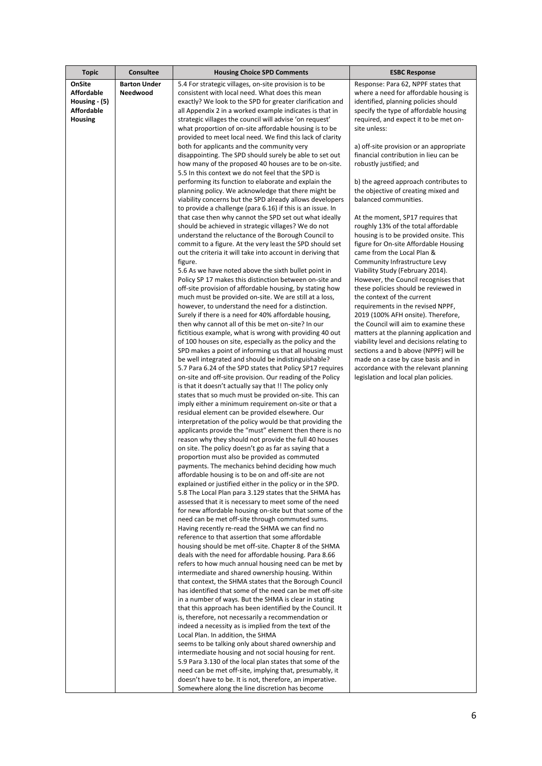| Topic | Consultee | Housing Choice SPD Comments | ESBC Response |
|---|---|---|---|
| **OnSite Affordable Housing - (5) Affordable Housing** | **Barton Under Needwood** | 5.4 For strategic villages, on-site provision is to be consistent with local need. What does this mean exactly? We look to the SPD for greater clarification and all Appendix 2 in a worked example indicates is that in strategic villages the council will advise 'on request' what proportion of on-site affordable housing is to be provided to meet local need. We find this lack of clarity both for applicants and the community very disappointing. The SPD should surely be able to set out how many of the proposed 40 houses are to be on-site.<br>5.5 In this context we do not feel that the SPD is performing its function to elaborate and explain the planning policy. We acknowledge that there might be viability concerns but the SPD already allows developers to provide a challenge (para 6.16) if this is an issue. In that case then why cannot the SPD set out what ideally should be achieved in strategic villages? We do not understand the reluctance of the Borough Council to commit to a figure. At the very least the SPD should set out the criteria it will take into account in deriving that figure.<br>5.6 As we have noted above the sixth bullet point in Policy SP 17 makes this distinction between on-site and off-site provision of affordable housing, by stating how much must be provided on-site. We are still at a loss, however, to understand the need for a distinction. Surely if there is a need for 40% affordable housing, then why cannot all of this be met on-site? In our fictitious example, what is wrong with providing 40 out of 100 houses on site, especially as the policy and the SPD makes a point of informing us that all housing must be well integrated and should be indistinguishable?<br>5.7 Para 6.24 of the SPD states that Policy SP17 requires on-site and off-site provision. Our reading of the Policy is that it doesn't actually say that !! The policy only states that so much must be provided on-site. This can imply either a minimum requirement on-site or that a residual element can be provided elsewhere. Our interpretation of the policy would be that providing the applicants provide the "must" element then there is no reason why they should not provide the full 40 houses on site. The policy doesn't go as far as saying that a proportion must also be provided as commuted payments. The mechanics behind deciding how much affordable housing is to be on and off-site are not explained or justified either in the policy or in the SPD.<br>5.8 The Local Plan para 3.129 states that the SHMA has assessed that it is necessary to meet some of the need for new affordable housing on-site but that some of the need can be met off-site through commuted sums. Having recently re-read the SHMA we can find no reference to that assertion that some affordable housing should be met off-site. Chapter 8 of the SHMA deals with the need for affordable housing. Para 8.66 refers to how much annual housing need can be met by intermediate and shared ownership housing. Within that context, the SHMA states that the Borough Council has identified that some of the need can be met off-site in a number of ways. But the SHMA is clear in stating that this approach has been identified by the Council. It is, therefore, not necessarily a recommendation or indeed a necessity as is implied from the text of the Local Plan. In addition, the SHMA seems to be talking only about shared ownership and intermediate housing and not social housing for rent.<br>5.9 Para 3.130 of the local plan states that some of the need can be met off-site, implying that, presumably, it doesn't have to be. It is not, therefore, an imperative. Somewhere along the line discretion has become | Response: Para 62, NPPF states that where a need for affordable housing is identified, planning policies should specify the type of affordable housing required, and expect it to be met on-site unless:<br><br>a) off-site provision or an appropriate financial contribution in lieu can be robustly justified; and<br><br>b) the agreed approach contributes to the objective of creating mixed and balanced communities.<br><br>At the moment, SP17 requires that roughly 13% of the total affordable housing is to be provided onsite. This figure for On-site Affordable Housing came from the Local Plan & Community Infrastructure Levy Viability Study (February 2014). However, the Council recognises that these policies should be reviewed in the context of the current requirements in the revised NPPF, 2019 (100% AFH onsite). Therefore, the Council will aim to examine these matters at the planning application and viability level and decisions relating to sections a and b above (NPPF) will be made on a case by case basis and in accordance with the relevant planning legislation and local plan policies. |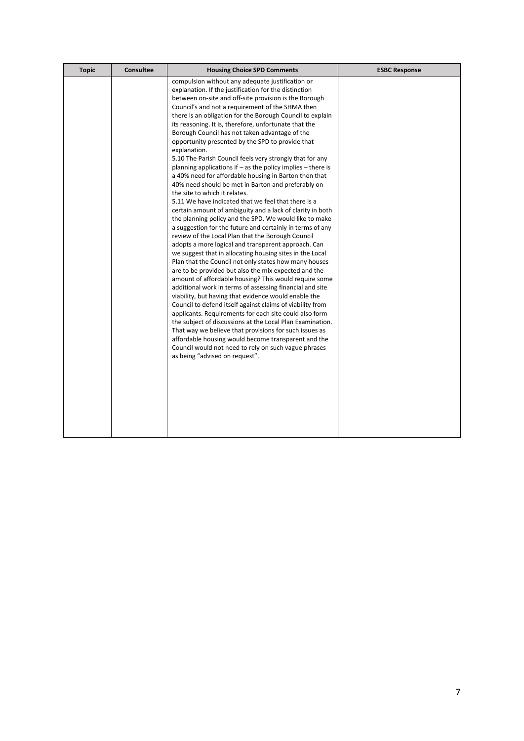| Topic | Consultee | Housing Choice SPD Comments | ESBC Response |
|---|---|---|---|
| | | compulsion without any adequate justification or explanation. If the justification for the distinction between on-site and off-site provision is the Borough Council's and not a requirement of the SHMA then there is an obligation for the Borough Council to explain its reasoning. It is, therefore, unfortunate that the Borough Council has not taken advantage of the opportunity presented by the SPD to provide that explanation.<br>5.10 The Parish Council feels very strongly that for any planning applications if – as the policy implies – there is a 40% need for affordable housing in Barton then that 40% need should be met in Barton and preferably on the site to which it relates.<br>5.11 We have indicated that we feel that there is a certain amount of ambiguity and a lack of clarity in both the planning policy and the SPD. We would like to make a suggestion for the future and certainly in terms of any review of the Local Plan that the Borough Council adopts a more logical and transparent approach. Can we suggest that in allocating housing sites in the Local Plan that the Council not only states how many houses are to be provided but also the mix expected and the amount of affordable housing? This would require some additional work in terms of assessing financial and site viability, but having that evidence would enable the Council to defend itself against claims of viability from applicants. Requirements for each site could also form the subject of discussions at the Local Plan Examination. That way we believe that provisions for such issues as affordable housing would become transparent and the Council would not need to rely on such vague phrases as being "advised on request". | |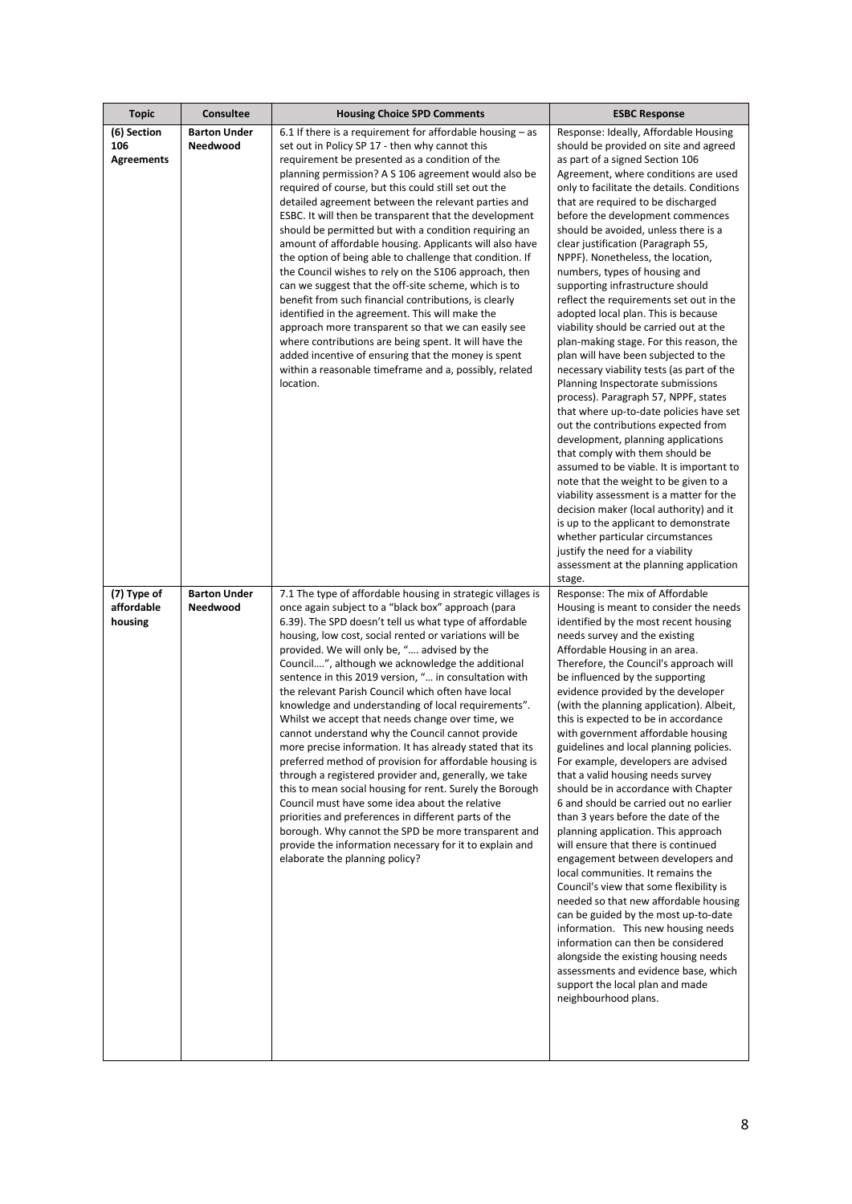| Topic | Consultee | Housing Choice SPD Comments | ESBC Response |
|---|---|---|---|
| **(6) Section 106 Agreements** | **Barton Under Needwood** | 6.1 If there is a requirement for affordable housing – as set out in Policy SP 17 - then why cannot this requirement be presented as a condition of the planning permission? A S 106 agreement would also be required of course, but this could still set out the detailed agreement between the relevant parties and ESBC. It will then be transparent that the development should be permitted but with a condition requiring an amount of affordable housing. Applicants will also have the option of being able to challenge that condition. If the Council wishes to rely on the S106 approach, then can we suggest that the off-site scheme, which is to benefit from such financial contributions, is clearly identified in the agreement. This will make the approach more transparent so that we can easily see where contributions are being spent. It will have the added incentive of ensuring that the money is spent within a reasonable timeframe and a, possibly, related location. | Response: Ideally, Affordable Housing should be provided on site and agreed as part of a signed Section 106 Agreement, where conditions are used only to facilitate the details. Conditions that are required to be discharged before the development commences should be avoided, unless there is a clear justification (Paragraph 55, NPPF). Nonetheless, the location, numbers, types of housing and supporting infrastructure should reflect the requirements set out in the adopted local plan. This is because viability should be carried out at the plan-making stage. For this reason, the plan will have been subjected to the necessary viability tests (as part of the Planning Inspectorate submissions process). Paragraph 57, NPPF, states that where up-to-date policies have set out the contributions expected from development, planning applications that comply with them should be assumed to be viable. It is important to note that the weight to be given to a viability assessment is a matter for the decision maker (local authority) and it is up to the applicant to demonstrate whether particular circumstances justify the need for a viability assessment at the planning application stage. |
| **(7) Type of affordable housing** | **Barton Under Needwood** | 7.1 The type of affordable housing in strategic villages is once again subject to a "black box" approach (para 6.39). The SPD doesn't tell us what type of affordable housing, low cost, social rented or variations will be provided. We will only be, "…. advised by the Council….", although we acknowledge the additional sentence in this 2019 version, "… in consultation with the relevant Parish Council which often have local knowledge and understanding of local requirements". Whilst we accept that needs change over time, we cannot understand why the Council cannot provide more precise information. It has already stated that its preferred method of provision for affordable housing is through a registered provider and, generally, we take this to mean social housing for rent. Surely the Borough Council must have some idea about the relative priorities and preferences in different parts of the borough. Why cannot the SPD be more transparent and provide the information necessary for it to explain and elaborate the planning policy? | Response: The mix of Affordable Housing is meant to consider the needs identified by the most recent housing needs survey and the existing Affordable Housing in an area. Therefore, the Council's approach will be influenced by the supporting evidence provided by the developer (with the planning application). Albeit, this is expected to be in accordance with government affordable housing guidelines and local planning policies. For example, developers are advised that a valid housing needs survey should be in accordance with Chapter 6 and should be carried out no earlier than 3 years before the date of the planning application. This approach will ensure that there is continued engagement between developers and local communities. It remains the Council's view that some flexibility is needed so that new affordable housing can be guided by the most up-to-date information. This new housing needs information can then be considered alongside the existing housing needs assessments and evidence base, which support the local plan and made neighbourhood plans. |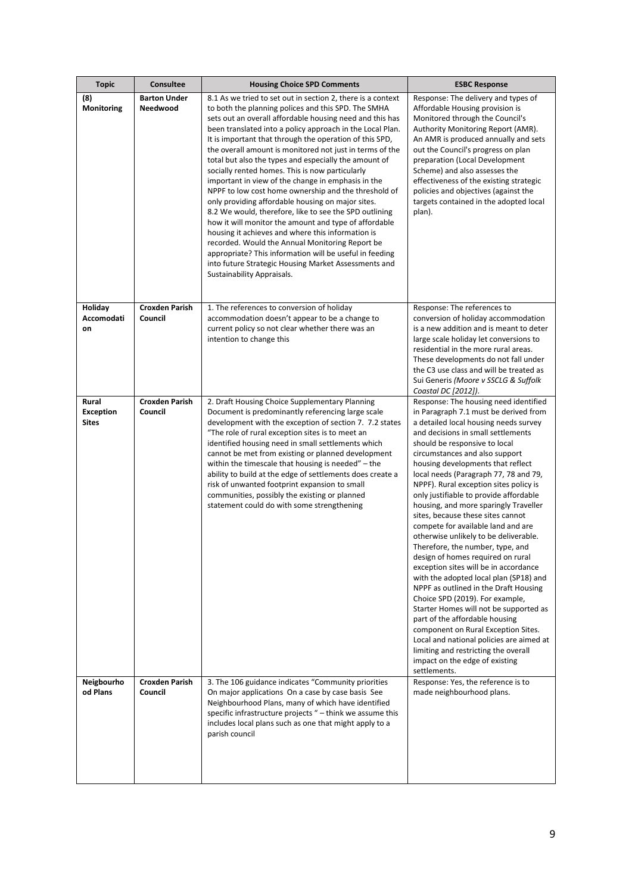| Topic | Consultee | Housing Choice SPD Comments | ESBC Response |
|---|---|---|---|
| **(8) Monitoring** | **Barton Under Needwood** | 8.1 As we tried to set out in section 2, there is a context to both the planning polices and this SPD. The SMHA sets out an overall affordable housing need and this has been translated into a policy approach in the Local Plan. It is important that through the operation of this SPD, the overall amount is monitored not just in terms of the total but also the types and especially the amount of socially rented homes. This is now particularly important in view of the change in emphasis in the NPPF to low cost home ownership and the threshold of only providing affordable housing on major sites.<br>8.2 We would, therefore, like to see the SPD outlining how it will monitor the amount and type of affordable housing it achieves and where this information is recorded. Would the Annual Monitoring Report be appropriate? This information will be useful in feeding into future Strategic Housing Market Assessments and Sustainability Appraisals. | Response: The delivery and types of Affordable Housing provision is Monitored through the Council's Authority Monitoring Report (AMR). An AMR is produced annually and sets out the Council's progress on plan preparation (Local Development Scheme) and also assesses the effectiveness of the existing strategic policies and objectives (against the targets contained in the adopted local plan). |
| **Holiday Accomodation** | **Croxden Parish Council** | 1. The references to conversion of holiday accommodation doesn't appear to be a change to current policy so not clear whether there was an intention to change this | Response: The references to conversion of holiday accommodation is a new addition and is meant to deter large scale holiday let conversions to residential in the more rural areas. These developments do not fall under the C3 use class and will be treated as Sui Generis *(Moore v SSCLG & Suffolk Coastal DC [2012]).* |
| **Rural Exception Sites** | **Croxden Parish Council** | 2. Draft Housing Choice Supplementary Planning Document is predominantly referencing large scale development with the exception of section 7. 7.2 states "The role of rural exception sites is to meet an identified housing need in small settlements which cannot be met from existing or planned development within the timescale that housing is needed" – the ability to build at the edge of settlements does create a risk of unwanted footprint expansion to small communities, possibly the existing or planned statement could do with some strengthening | Response: The housing need identified in Paragraph 7.1 must be derived from a detailed local housing needs survey and decisions in small settlements should be responsive to local circumstances and also support housing developments that reflect local needs (Paragraph 77, 78 and 79, NPPF). Rural exception sites policy is only justifiable to provide affordable housing, and more sparingly Traveller sites, because these sites cannot compete for available land and are otherwise unlikely to be deliverable. Therefore, the number, type, and design of homes required on rural exception sites will be in accordance with the adopted local plan (SP18) and NPPF as outlined in the Draft Housing Choice SPD (2019). For example, Starter Homes will not be supported as part of the affordable housing component on Rural Exception Sites. Local and national policies are aimed at limiting and restricting the overall impact on the edge of existing settlements. |
| **Neigbourhood Plans** | **Croxden Parish Council** | 3. The 106 guidance indicates "Community priorities On major applications On a case by case basis See Neighbourhood Plans, many of which have identified specific infrastructure projects " – think we assume this includes local plans such as one that might apply to a parish council | Response: Yes, the reference is to made neighbourhood plans. |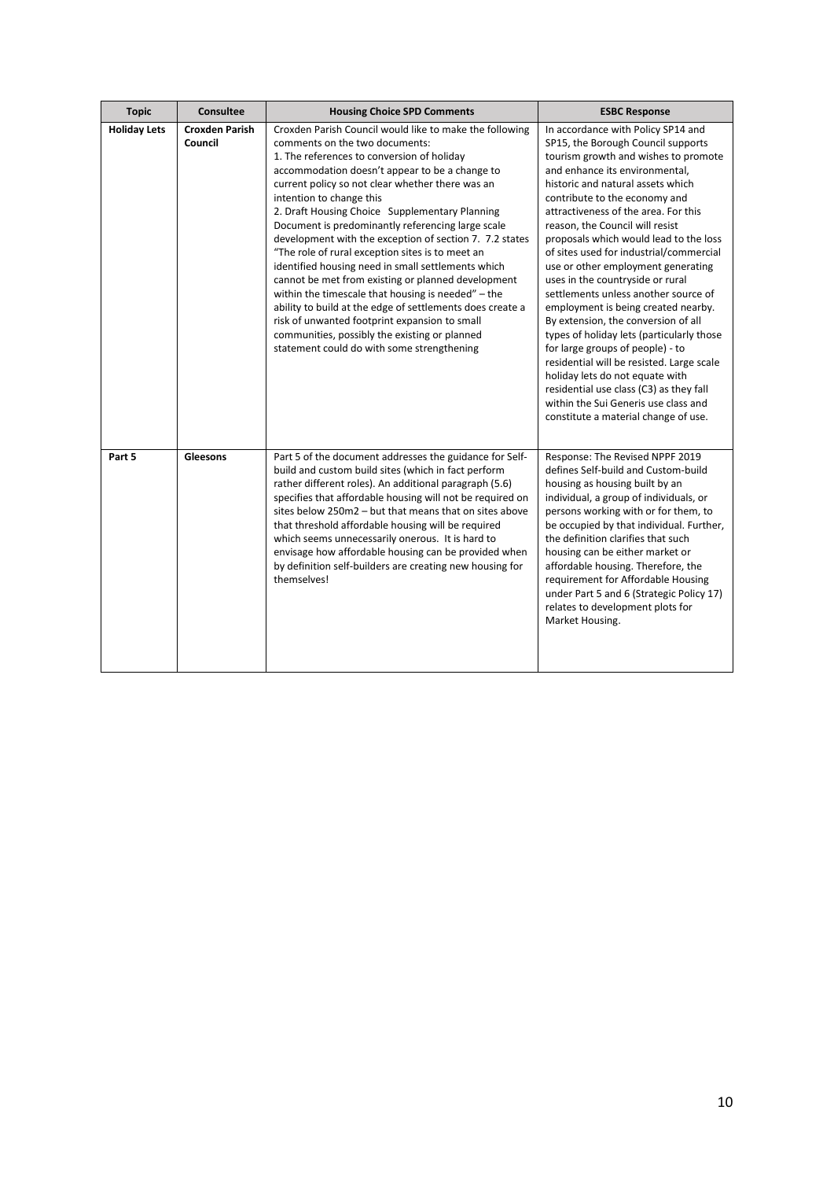| Topic | Consultee | Housing Choice SPD Comments | ESBC Response |
|---|---|---|---|
| **Holiday Lets** | **Croxden Parish Council** | Croxden Parish Council would like to make the following comments on the two documents:<br>1. The references to conversion of holiday accommodation doesn't appear to be a change to current policy so not clear whether there was an intention to change this<br>2. Draft Housing Choice Supplementary Planning Document is predominantly referencing large scale development with the exception of section 7. 7.2 states "The role of rural exception sites is to meet an identified housing need in small settlements which cannot be met from existing or planned development within the timescale that housing is needed" – the ability to build at the edge of settlements does create a risk of unwanted footprint expansion to small communities, possibly the existing or planned statement could do with some strengthening | In accordance with Policy SP14 and SP15, the Borough Council supports tourism growth and wishes to promote and enhance its environmental, historic and natural assets which contribute to the economy and attractiveness of the area. For this reason, the Council will resist proposals which would lead to the loss of sites used for industrial/commercial use or other employment generating uses in the countryside or rural settlements unless another source of employment is being created nearby. By extension, the conversion of all types of holiday lets (particularly those for large groups of people) - to residential will be resisted. Large scale holiday lets do not equate with residential use class (C3) as they fall within the Sui Generis use class and constitute a material change of use. |
| **Part 5** | **Gleesons** | Part 5 of the document addresses the guidance for Self-build and custom build sites (which in fact perform rather different roles). An additional paragraph (5.6) specifies that affordable housing will not be required on sites below 250m2 – but that means that on sites above that threshold affordable housing will be required which seems unnecessarily onerous. It is hard to envisage how affordable housing can be provided when by definition self-builders are creating new housing for themselves! | Response: The Revised NPPF 2019 defines Self-build and Custom-build housing as housing built by an individual, a group of individuals, or persons working with or for them, to be occupied by that individual. Further, the definition clarifies that such housing can be either market or affordable housing. Therefore, the requirement for Affordable Housing under Part 5 and 6 (Strategic Policy 17) relates to development plots for Market Housing. |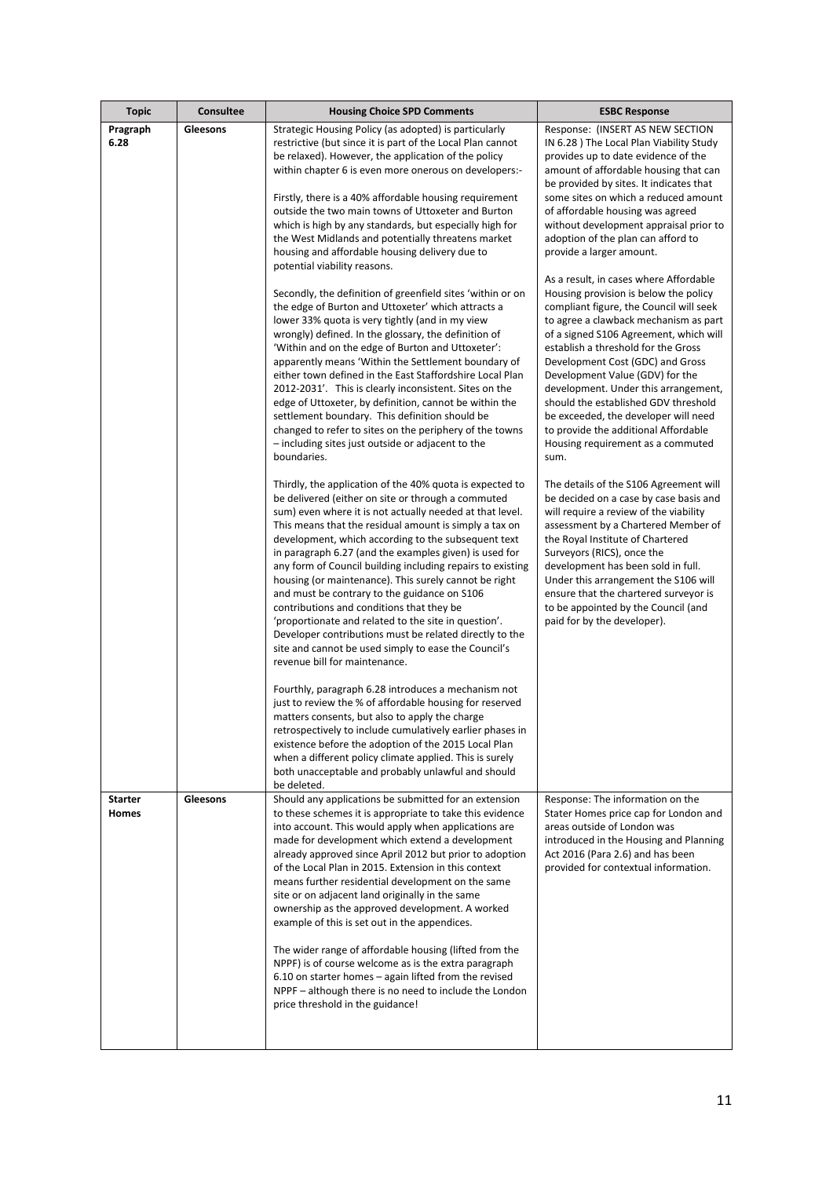| Topic | Consultee | Housing Choice SPD Comments | ESBC Response |
|---|---|---|---|
| Pragraph 6.28 | Gleesons | Strategic Housing Policy (as adopted) is particularly restrictive (but since it is part of the Local Plan cannot be relaxed). However, the application of the policy within chapter 6 is even more onerous on developers:-<br><br>Firstly, there is a 40% affordable housing requirement outside the two main towns of Uttoxeter and Burton which is high by any standards, but especially high for the West Midlands and potentially threatens market housing and affordable housing delivery due to potential viability reasons.<br><br>Secondly, the definition of greenfield sites 'within or on the edge of Burton and Uttoxeter' which attracts a lower 33% quota is very tightly (and in my view wrongly) defined. In the glossary, the definition of 'Within and on the edge of Burton and Uttoxeter': apparently means 'Within the Settlement boundary of either town defined in the East Staffordshire Local Plan 2012-2031'. This is clearly inconsistent. Sites on the edge of Uttoxeter, by definition, cannot be within the settlement boundary. This definition should be changed to refer to sites on the periphery of the towns – including sites just outside or adjacent to the boundaries.<br><br>Thirdly, the application of the 40% quota is expected to be delivered (either on site or through a commuted sum) even where it is not actually needed at that level. This means that the residual amount is simply a tax on development, which according to the subsequent text in paragraph 6.27 (and the examples given) is used for any form of Council building including repairs to existing housing (or maintenance). This surely cannot be right and must be contrary to the guidance on S106 contributions and conditions that they be 'proportionate and related to the site in question'. Developer contributions must be related directly to the site and cannot be used simply to ease the Council's revenue bill for maintenance.<br><br>Fourthly, paragraph 6.28 introduces a mechanism not just to review the % of affordable housing for reserved matters consents, but also to apply the charge retrospectively to include cumulatively earlier phases in existence before the adoption of the 2015 Local Plan when a different policy climate applied. This is surely both unacceptable and probably unlawful and should be deleted. | Response: (INSERT AS NEW SECTION IN 6.28 ) The Local Plan Viability Study provides up to date evidence of the amount of affordable housing that can be provided by sites. It indicates that some sites on which a reduced amount of affordable housing was agreed without development appraisal prior to adoption of the plan can afford to provide a larger amount.<br><br>As a result, in cases where Affordable Housing provision is below the policy compliant figure, the Council will seek to agree a clawback mechanism as part of a signed S106 Agreement, which will establish a threshold for the Gross Development Cost (GDC) and Gross Development Value (GDV) for the development. Under this arrangement, should the established GDV threshold be exceeded, the developer will need to provide the additional Affordable Housing requirement as a commuted sum.<br><br>The details of the S106 Agreement will be decided on a case by case basis and will require a review of the viability assessment by a Chartered Member of the Royal Institute of Chartered Surveyors (RICS), once the development has been sold in full. Under this arrangement the S106 will ensure that the chartered surveyor is to be appointed by the Council (and paid for by the developer). |
| Starter Homes | Gleesons | Should any applications be submitted for an extension to these schemes it is appropriate to take this evidence into account. This would apply when applications are made for development which extend a development already approved since April 2012 but prior to adoption of the Local Plan in 2015. Extension in this context means further residential development on the same site or on adjacent land originally in the same ownership as the approved development. A worked example of this is set out in the appendices.<br><br>The wider range of affordable housing (lifted from the NPPF) is of course welcome as is the extra paragraph 6.10 on starter homes – again lifted from the revised NPPF – although there is no need to include the London price threshold in the guidance! | Response: The information on the Stater Homes price cap for London and areas outside of London was introduced in the Housing and Planning Act 2016 (Para 2.6) and has been provided for contextual information. |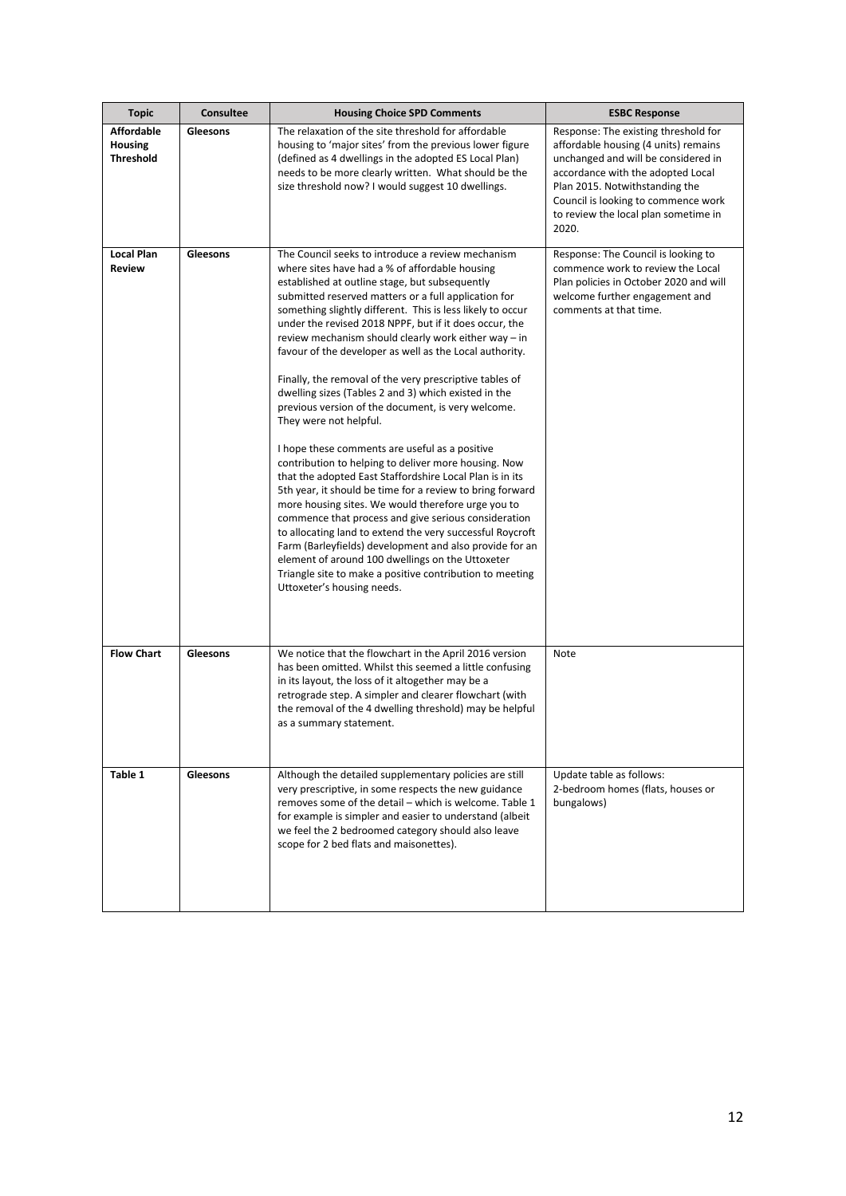| Topic | Consultee | Housing Choice SPD Comments | ESBC Response |
|---|---|---|---|
| **Affordable Housing Threshold** | **Gleesons** | The relaxation of the site threshold for affordable housing to 'major sites' from the previous lower figure (defined as 4 dwellings in the adopted ES Local Plan) needs to be more clearly written. What should be the size threshold now? I would suggest 10 dwellings. | Response: The existing threshold for affordable housing (4 units) remains unchanged and will be considered in accordance with the adopted Local Plan 2015. Notwithstanding the Council is looking to commence work to review the local plan sometime in 2020. |
| **Local Plan Review** | **Gleesons** | The Council seeks to introduce a review mechanism where sites have had a % of affordable housing established at outline stage, but subsequently submitted reserved matters or a full application for something slightly different. This is less likely to occur under the revised 2018 NPPF, but if it does occur, the review mechanism should clearly work either way – in favour of the developer as well as the Local authority.<br><br>Finally, the removal of the very prescriptive tables of dwelling sizes (Tables 2 and 3) which existed in the previous version of the document, is very welcome. They were not helpful.<br><br>I hope these comments are useful as a positive contribution to helping to deliver more housing. Now that the adopted East Staffordshire Local Plan is in its 5th year, it should be time for a review to bring forward more housing sites. We would therefore urge you to commence that process and give serious consideration to allocating land to extend the very successful Roycroft Farm (Barleyfields) development and also provide for an element of around 100 dwellings on the Uttoxeter Triangle site to make a positive contribution to meeting Uttoxeter's housing needs. | Response: The Council is looking to commence work to review the Local Plan policies in October 2020 and will welcome further engagement and comments at that time. |
| **Flow Chart** | **Gleesons** | We notice that the flowchart in the April 2016 version has been omitted. Whilst this seemed a little confusing in its layout, the loss of it altogether may be a retrograde step. A simpler and clearer flowchart (with the removal of the 4 dwelling threshold) may be helpful as a summary statement. | Note |
| **Table 1** | **Gleesons** | Although the detailed supplementary policies are still very prescriptive, in some respects the new guidance removes some of the detail – which is welcome. Table 1 for example is simpler and easier to understand (albeit we feel the 2 bedroomed category should also leave scope for 2 bed flats and maisonettes). | Update table as follows:<br>2-bedroom homes (flats, houses or bungalows) |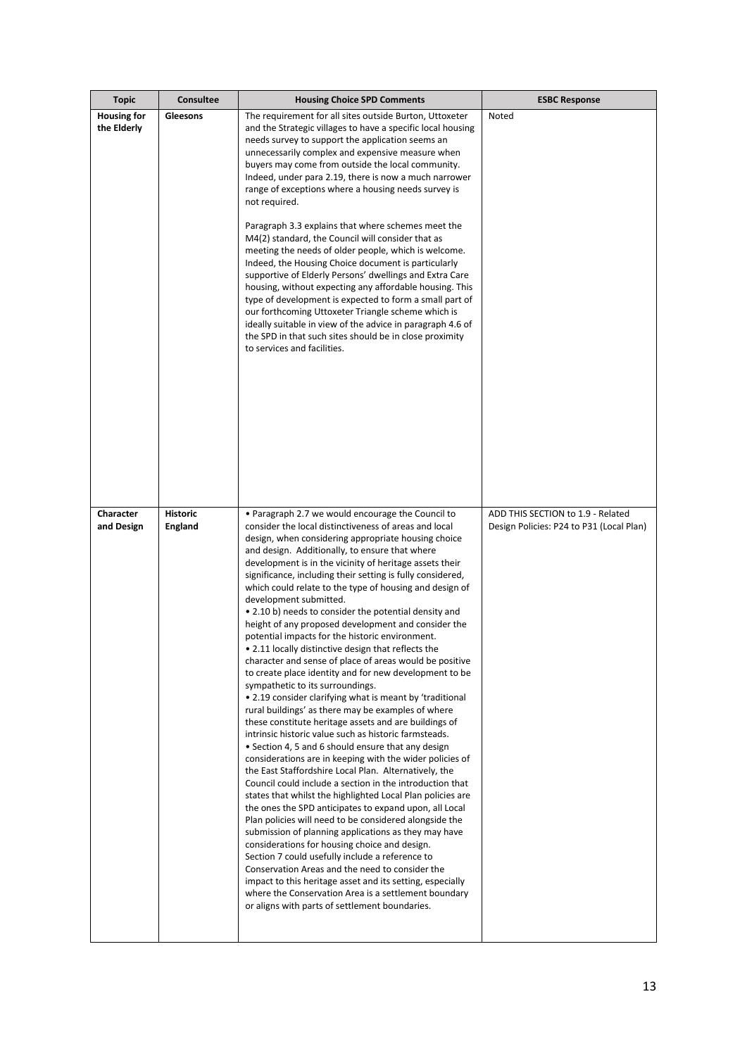| Topic | Consultee | Housing Choice SPD Comments | ESBC Response |
|---|---|---|---|
| **Housing for the Elderly** | **Gleesons** | The requirement for all sites outside Burton, Uttoxeter and the Strategic villages to have a specific local housing needs survey to support the application seems an unnecessarily complex and expensive measure when buyers may come from outside the local community. Indeed, under para 2.19, there is now a much narrower range of exceptions where a housing needs survey is not required.<br><br>Paragraph 3.3 explains that where schemes meet the M4(2) standard, the Council will consider that as meeting the needs of older people, which is welcome. Indeed, the Housing Choice document is particularly supportive of Elderly Persons' dwellings and Extra Care housing, without expecting any affordable housing. This type of development is expected to form a small part of our forthcoming Uttoxeter Triangle scheme which is ideally suitable in view of the advice in paragraph 4.6 of the SPD in that such sites should be in close proximity to services and facilities. | Noted |
| **Character and Design** | **Historic England** | • Paragraph 2.7 we would encourage the Council to consider the local distinctiveness of areas and local design, when considering appropriate housing choice and design. Additionally, to ensure that where development is in the vicinity of heritage assets their significance, including their setting is fully considered, which could relate to the type of housing and design of development submitted.<br>• 2.10 b) needs to consider the potential density and height of any proposed development and consider the potential impacts for the historic environment.<br>• 2.11 locally distinctive design that reflects the character and sense of place of areas would be positive to create place identity and for new development to be sympathetic to its surroundings.<br>• 2.19 consider clarifying what is meant by 'traditional rural buildings' as there may be examples of where these constitute heritage assets and are buildings of intrinsic historic value such as historic farmsteads.<br>• Section 4, 5 and 6 should ensure that any design considerations are in keeping with the wider policies of the East Staffordshire Local Plan. Alternatively, the Council could include a section in the introduction that states that whilst the highlighted Local Plan policies are the ones the SPD anticipates to expand upon, all Local Plan policies will need to be considered alongside the submission of planning applications as they may have considerations for housing choice and design.<br>Section 7 could usefully include a reference to Conservation Areas and the need to consider the impact to this heritage asset and its setting, especially where the Conservation Area is a settlement boundary or aligns with parts of settlement boundaries. | ADD THIS SECTION to 1.9 - Related Design Policies: P24 to P31 (Local Plan) |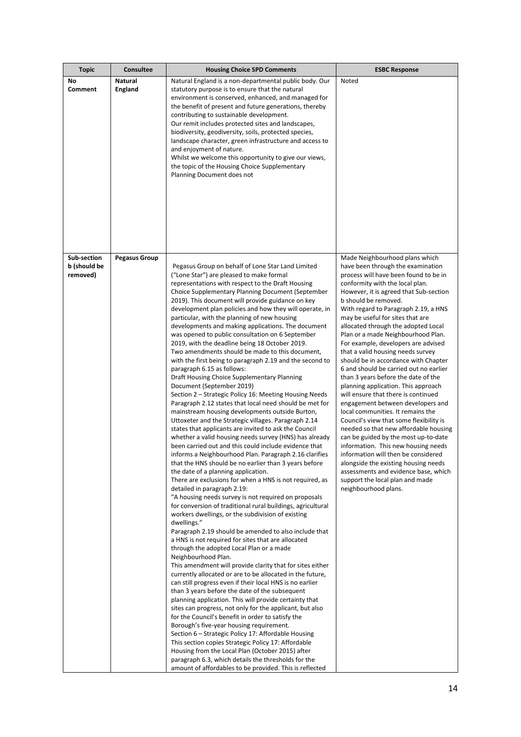| Topic | Consultee | Housing Choice SPD Comments | ESBC Response |
|---|---|---|---|
| **No Comment** | **Natural England** | Natural England is a non-departmental public body. Our statutory purpose is to ensure that the natural environment is conserved, enhanced, and managed for the benefit of present and future generations, thereby contributing to sustainable development.<br>Our remit includes protected sites and landscapes, biodiversity, geodiversity, soils, protected species, landscape character, green infrastructure and access to and enjoyment of nature.<br>Whilst we welcome this opportunity to give our views, the topic of the Housing Choice Supplementary Planning Document does not | Noted |
| **Sub-section b (should be removed)** | **Pegasus Group** | Pegasus Group on behalf of Lone Star Land Limited ("Lone Star") are pleased to make formal representations with respect to the Draft Housing Choice Supplementary Planning Document (September 2019). This document will provide guidance on key development plan policies and how they will operate, in particular, with the planning of new housing developments and making applications. The document was opened to public consultation on 6 September 2019, with the deadline being 18 October 2019.<br>Two amendments should be made to this document, with the first being to paragraph 2.19 and the second to paragraph 6.15 as follows:<br>Draft Housing Choice Supplementary Planning Document (September 2019)<br>Section 2 – Strategic Policy 16: Meeting Housing Needs<br>Paragraph 2.12 states that local need should be met for mainstream housing developments outside Burton, Uttoxeter and the Strategic villages. Paragraph 2.14 states that applicants are invited to ask the Council whether a valid housing needs survey (HNS) has already been carried out and this could include evidence that informs a Neighbourhood Plan. Paragraph 2.16 clarifies that the HNS should be no earlier than 3 years before the date of a planning application.<br>There are exclusions for when a HNS is not required, as detailed in paragraph 2.19:<br>"A housing needs survey is not required on proposals for conversion of traditional rural buildings, agricultural workers dwellings, or the subdivision of existing dwellings."<br>Paragraph 2.19 should be amended to also include that a HNS is not required for sites that are allocated through the adopted Local Plan or a made Neighbourhood Plan.<br>This amendment will provide clarity that for sites either currently allocated or are to be allocated in the future, can still progress even if their local HNS is no earlier than 3 years before the date of the subsequent planning application. This will provide certainty that sites can progress, not only for the applicant, but also for the Council's benefit in order to satisfy the Borough's five-year housing requirement.<br>Section 6 – Strategic Policy 17: Affordable Housing<br>This section copies Strategic Policy 17: Affordable Housing from the Local Plan (October 2015) after paragraph 6.3, which details the thresholds for the amount of affordables to be provided. This is reflected | Made Neighbourhood plans which have been through the examination process will have been found to be in conformity with the local plan. However, it is agreed that Sub-section b should be removed.<br>With regard to Paragraph 2.19, a HNS may be useful for sites that are allocated through the adopted Local Plan or a made Neighbourhood Plan. For example, developers are advised that a valid housing needs survey should be in accordance with Chapter 6 and should be carried out no earlier than 3 years before the date of the planning application. This approach will ensure that there is continued engagement between developers and local communities. It remains the Council's view that some flexibility is needed so that new affordable housing can be guided by the most up-to-date information. This new housing needs information will then be considered alongside the existing housing needs assessments and evidence base, which support the local plan and made neighbourhood plans. |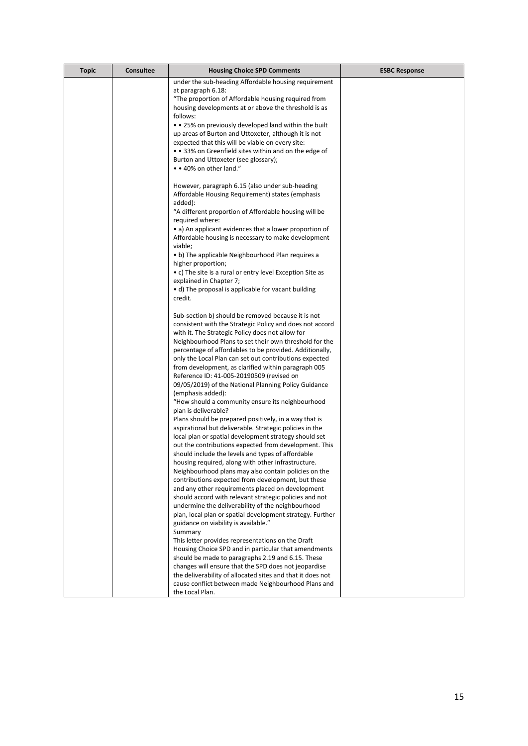| Topic | Consultee | Housing Choice SPD Comments | ESBC Response |
| --- | --- | --- | --- |
| | | under the sub-heading Affordable housing requirement at paragraph 6.18:<br>"The proportion of Affordable housing required from housing developments at or above the threshold is as follows:<br>• • 25% on previously developed land within the built up areas of Burton and Uttoxeter, although it is not expected that this will be viable on every site:<br>• • 33% on Greenfield sites within and on the edge of Burton and Uttoxeter (see glossary);<br>• • 40% on other land."<br><br>However, paragraph 6.15 (also under sub-heading Affordable Housing Requirement) states (emphasis added):<br>"A different proportion of Affordable housing will be required where:<br>• a) An applicant evidences that a lower proportion of Affordable housing is necessary to make development viable;<br>• b) The applicable Neighbourhood Plan requires a higher proportion;<br>• c) The site is a rural or entry level Exception Site as explained in Chapter 7;<br>• d) The proposal is applicable for vacant building credit.<br><br>Sub-section b) should be removed because it is not consistent with the Strategic Policy and does not accord with it. The Strategic Policy does not allow for Neighbourhood Plans to set their own threshold for the percentage of affordables to be provided. Additionally, only the Local Plan can set out contributions expected from development, as clarified within paragraph 005 Reference ID: 41-005-20190509 (revised on 09/05/2019) of the National Planning Policy Guidance (emphasis added):<br>"How should a community ensure its neighbourhood plan is deliverable?<br>Plans should be prepared positively, in a way that is aspirational but deliverable. Strategic policies in the local plan or spatial development strategy should set out the contributions expected from development. This should include the levels and types of affordable housing required, along with other infrastructure. Neighbourhood plans may also contain policies on the contributions expected from development, but these and any other requirements placed on development should accord with relevant strategic policies and not undermine the deliverability of the neighbourhood plan, local plan or spatial development strategy. Further guidance on viability is available."<br>Summary<br>This letter provides representations on the Draft Housing Choice SPD and in particular that amendments should be made to paragraphs 2.19 and 6.15. These changes will ensure that the SPD does not jeopardise the deliverability of allocated sites and that it does not cause conflict between made Neighbourhood Plans and the Local Plan. | |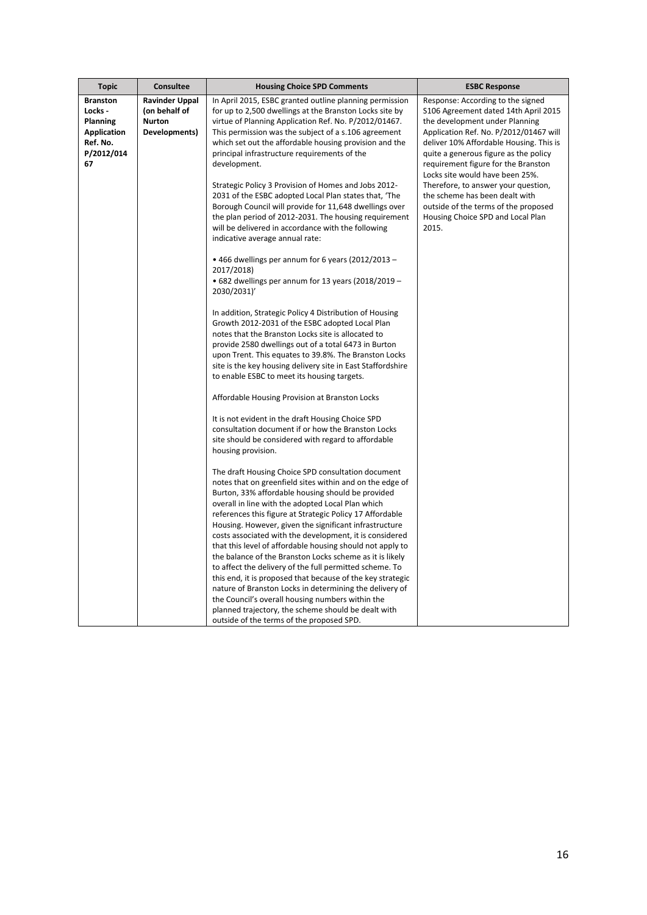| Topic | Consultee | Housing Choice SPD Comments | ESBC Response |
|---|---|---|---|
| **Branston Locks - Planning Application Ref. No. P/2012/01467** | **Ravinder Uppal (on behalf of Nurton Developments)** | In April 2015, ESBC granted outline planning permission for up to 2,500 dwellings at the Branston Locks site by virtue of Planning Application Ref. No. P/2012/01467. This permission was the subject of a s.106 agreement which set out the affordable housing provision and the principal infrastructure requirements of the development.<br><br>Strategic Policy 3 Provision of Homes and Jobs 2012-2031 of the ESBC adopted Local Plan states that, 'The Borough Council will provide for 11,648 dwellings over the plan period of 2012-2031. The housing requirement will be delivered in accordance with the following indicative average annual rate:<br><br>• 466 dwellings per annum for 6 years (2012/2013 – 2017/2018)<br>• 682 dwellings per annum for 13 years (2018/2019 – 2030/2031)'<br><br>In addition, Strategic Policy 4 Distribution of Housing Growth 2012-2031 of the ESBC adopted Local Plan notes that the Branston Locks site is allocated to provide 2580 dwellings out of a total 6473 in Burton upon Trent. This equates to 39.8%. The Branston Locks site is the key housing delivery site in East Staffordshire to enable ESBC to meet its housing targets.<br><br>Affordable Housing Provision at Branston Locks<br><br>It is not evident in the draft Housing Choice SPD consultation document if or how the Branston Locks site should be considered with regard to affordable housing provision.<br><br>The draft Housing Choice SPD consultation document notes that on greenfield sites within and on the edge of Burton, 33% affordable housing should be provided overall in line with the adopted Local Plan which references this figure at Strategic Policy 17 Affordable Housing. However, given the significant infrastructure costs associated with the development, it is considered that this level of affordable housing should not apply to the balance of the Branston Locks scheme as it is likely to affect the delivery of the full permitted scheme. To this end, it is proposed that because of the key strategic nature of Branston Locks in determining the delivery of the Council's overall housing numbers within the planned trajectory, the scheme should be dealt with outside of the terms of the proposed SPD. | Response: According to the signed S106 Agreement dated 14th April 2015 the development under Planning Application Ref. No. P/2012/01467 will deliver 10% Affordable Housing. This is quite a generous figure as the policy requirement figure for the Branston Locks site would have been 25%. Therefore, to answer your question, the scheme has been dealt with outside of the terms of the proposed Housing Choice SPD and Local Plan 2015. |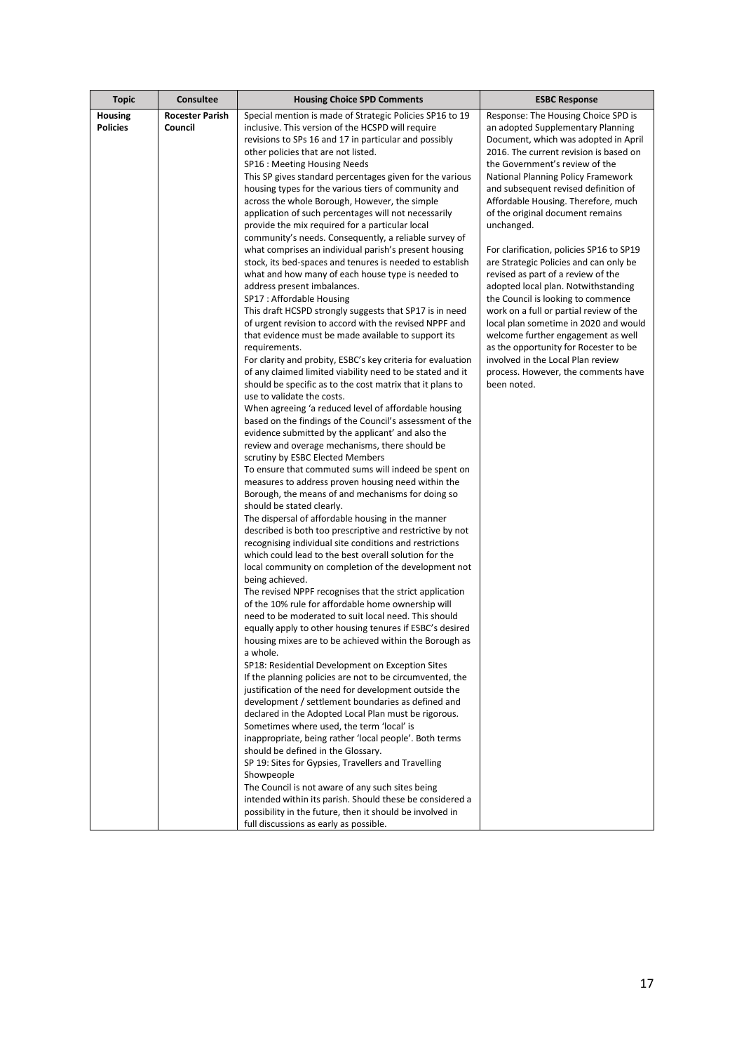| Topic | Consultee | Housing Choice SPD Comments | ESBC Response |
|---|---|---|---|
| **Housing Policies** | **Rocester Parish Council** | Special mention is made of Strategic Policies SP16 to 19 inclusive. This version of the HCSPD will require revisions to SPs 16 and 17 in particular and possibly other policies that are not listed.<br>SP16 : Meeting Housing Needs<br>This SP gives standard percentages given for the various housing types for the various tiers of community and across the whole Borough, However, the simple application of such percentages will not necessarily provide the mix required for a particular local community's needs. Consequently, a reliable survey of what comprises an individual parish's present housing stock, its bed-spaces and tenures is needed to establish what and how many of each house type is needed to address present imbalances.<br>SP17 : Affordable Housing<br>This draft HCSPD strongly suggests that SP17 is in need of urgent revision to accord with the revised NPPF and that evidence must be made available to support its requirements.<br>For clarity and probity, ESBC's key criteria for evaluation of any claimed limited viability need to be stated and it should be specific as to the cost matrix that it plans to use to validate the costs.<br>When agreeing 'a reduced level of affordable housing based on the findings of the Council's assessment of the evidence submitted by the applicant' and also the review and overage mechanisms, there should be scrutiny by ESBC Elected Members<br>To ensure that commuted sums will indeed be spent on measures to address proven housing need within the Borough, the means of and mechanisms for doing so should be stated clearly.<br>The dispersal of affordable housing in the manner described is both too prescriptive and restrictive by not recognising individual site conditions and restrictions which could lead to the best overall solution for the local community on completion of the development not being achieved.<br>The revised NPPF recognises that the strict application of the 10% rule for affordable home ownership will need to be moderated to suit local need. This should equally apply to other housing tenures if ESBC's desired housing mixes are to be achieved within the Borough as a whole.<br>SP18: Residential Development on Exception Sites<br>If the planning policies are not to be circumvented, the justification of the need for development outside the development / settlement boundaries as defined and declared in the Adopted Local Plan must be rigorous. Sometimes where used, the term 'local' is inappropriate, being rather 'local people'. Both terms should be defined in the Glossary.<br>SP 19: Sites for Gypsies, Travellers and Travelling Showpeople<br>The Council is not aware of any such sites being intended within its parish. Should these be considered a possibility in the future, then it should be involved in full discussions as early as possible. | Response: The Housing Choice SPD is an adopted Supplementary Planning Document, which was adopted in April 2016. The current revision is based on the Government's review of the National Planning Policy Framework and subsequent revised definition of Affordable Housing. Therefore, much of the original document remains unchanged.<br><br>For clarification, policies SP16 to SP19 are Strategic Policies and can only be revised as part of a review of the adopted local plan. Notwithstanding the Council is looking to commence work on a full or partial review of the local plan sometime in 2020 and would welcome further engagement as well as the opportunity for Rocester to be involved in the Local Plan review process. However, the comments have been noted. |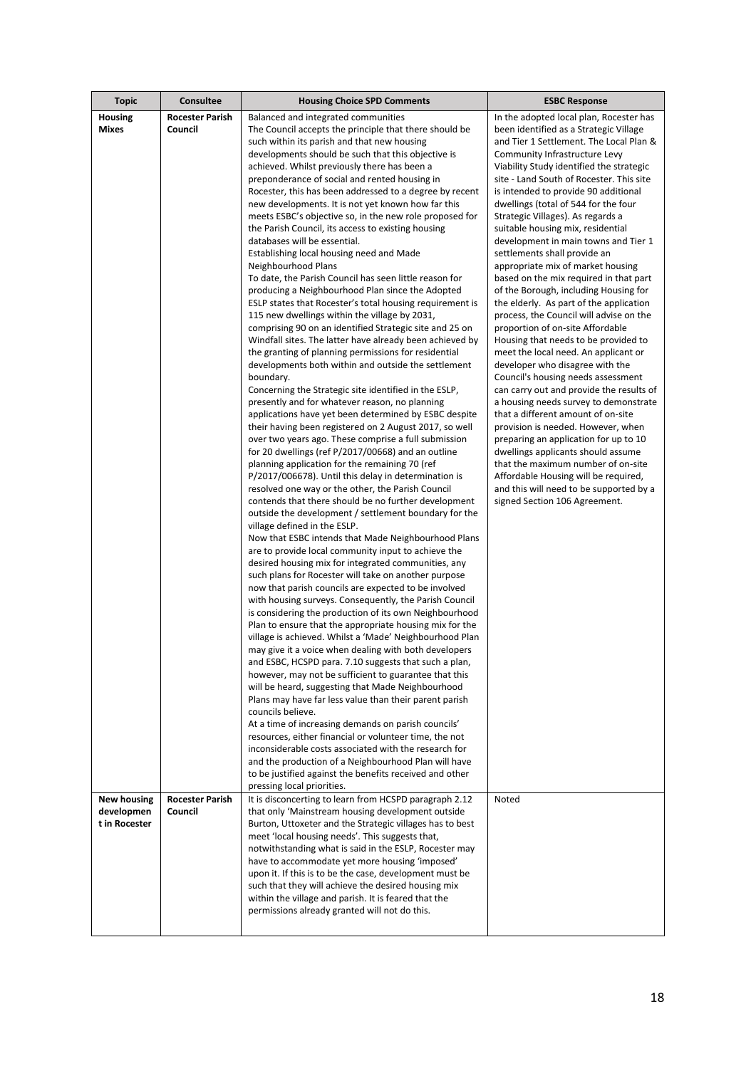| Topic | Consultee | Housing Choice SPD Comments | ESBC Response |
|---|---|---|---|
| **Housing Mixes** | **Rocester Parish Council** | Balanced and integrated communities<br>The Council accepts the principle that there should be such within its parish and that new housing developments should be such that this objective is achieved. Whilst previously there has been a preponderance of social and rented housing in Rocester, this has been addressed to a degree by recent new developments. It is not yet known how far this meets ESBC's objective so, in the new role proposed for the Parish Council, its access to existing housing databases will be essential.<br>Establishing local housing need and Made Neighbourhood Plans<br>To date, the Parish Council has seen little reason for producing a Neighbourhood Plan since the Adopted ESLP states that Rocester's total housing requirement is 115 new dwellings within the village by 2031, comprising 90 on an identified Strategic site and 25 on Windfall sites. The latter have already been achieved by the granting of planning permissions for residential developments both within and outside the settlement boundary.<br>Concerning the Strategic site identified in the ESLP, presently and for whatever reason, no planning applications have yet been determined by ESBC despite their having been registered on 2 August 2017, so well over two years ago. These comprise a full submission for 20 dwellings (ref P/2017/00668) and an outline planning application for the remaining 70 (ref P/2017/006678). Until this delay in determination is resolved one way or the other, the Parish Council contends that there should be no further development outside the development / settlement boundary for the village defined in the ESLP.<br>Now that ESBC intends that Made Neighbourhood Plans are to provide local community input to achieve the desired housing mix for integrated communities, any such plans for Rocester will take on another purpose now that parish councils are expected to be involved with housing surveys. Consequently, the Parish Council is considering the production of its own Neighbourhood Plan to ensure that the appropriate housing mix for the village is achieved. Whilst a 'Made' Neighbourhood Plan may give it a voice when dealing with both developers and ESBC, HCSPD para. 7.10 suggests that such a plan, however, may not be sufficient to guarantee that this will be heard, suggesting that Made Neighbourhood Plans may have far less value than their parent parish councils believe.<br>At a time of increasing demands on parish councils' resources, either financial or volunteer time, the not inconsiderable costs associated with the research for and the production of a Neighbourhood Plan will have to be justified against the benefits received and other pressing local priorities. | In the adopted local plan, Rocester has been identified as a Strategic Village and Tier 1 Settlement. The Local Plan & Community Infrastructure Levy Viability Study identified the strategic site - Land South of Rocester. This site is intended to provide 90 additional dwellings (total of 544 for the four Strategic Villages). As regards a suitable housing mix, residential development in main towns and Tier 1 settlements shall provide an appropriate mix of market housing based on the mix required in that part of the Borough, including Housing for the elderly. As part of the application process, the Council will advise on the proportion of on-site Affordable Housing that needs to be provided to meet the local need. An applicant or developer who disagree with the Council's housing needs assessment can carry out and provide the results of a housing needs survey to demonstrate that a different amount of on-site provision is needed. However, when preparing an application for up to 10 dwellings applicants should assume that the maximum number of on-site Affordable Housing will be required, and this will need to be supported by a signed Section 106 Agreement. |
| **New housing development in Rocester** | **Rocester Parish Council** | It is disconcerting to learn from HCSPD paragraph 2.12 that only 'Mainstream housing development outside Burton, Uttoxeter and the Strategic villages has to best meet 'local housing needs'. This suggests that, notwithstanding what is said in the ESLP, Rocester may have to accommodate yet more housing 'imposed' upon it. If this is to be the case, development must be such that they will achieve the desired housing mix within the village and parish. It is feared that the permissions already granted will not do this. | Noted |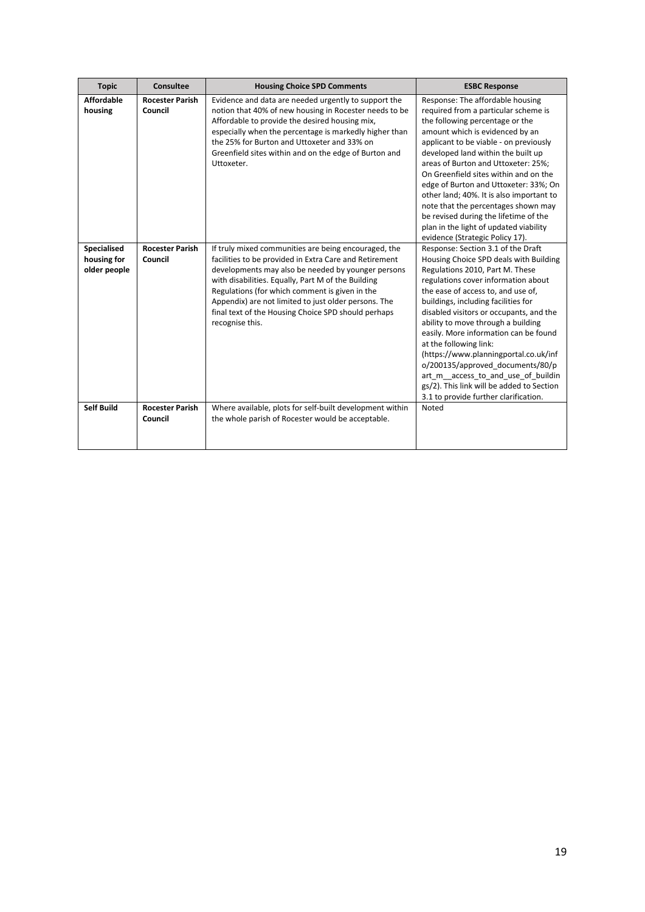| Topic | Consultee | Housing Choice SPD Comments | ESBC Response |
|---|---|---|---|
| **Affordable housing** | **Rocester Parish Council** | Evidence and data are needed urgently to support the notion that 40% of new housing in Rocester needs to be Affordable to provide the desired housing mix, especially when the percentage is markedly higher than the 25% for Burton and Uttoxeter and 33% on Greenfield sites within and on the edge of Burton and Uttoxeter. | Response: The affordable housing required from a particular scheme is the following percentage or the amount which is evidenced by an applicant to be viable - on previously developed land within the built up areas of Burton and Uttoxeter: 25%; On Greenfield sites within and on the edge of Burton and Uttoxeter: 33%; On other land; 40%. It is also important to note that the percentages shown may be revised during the lifetime of the plan in the light of updated viability evidence (Strategic Policy 17). |
| **Specialised housing for older people** | **Rocester Parish Council** | If truly mixed communities are being encouraged, the facilities to be provided in Extra Care and Retirement developments may also be needed by younger persons with disabilities. Equally, Part M of the Building Regulations (for which comment is given in the Appendix) are not limited to just older persons. The final text of the Housing Choice SPD should perhaps recognise this. | Response: Section 3.1 of the Draft Housing Choice SPD deals with Building Regulations 2010, Part M. These regulations cover information about the ease of access to, and use of, buildings, including facilities for disabled visitors or occupants, and the ability to move through a building easily. More information can be found at the following link: (https://www.planningportal.co.uk/info/200135/approved_documents/80/part_m__access_to_and_use_of_buildings/2). This link will be added to Section 3.1 to provide further clarification. |
| **Self Build** | **Rocester Parish Council** | Where available, plots for self-built development within the whole parish of Rocester would be acceptable. | Noted |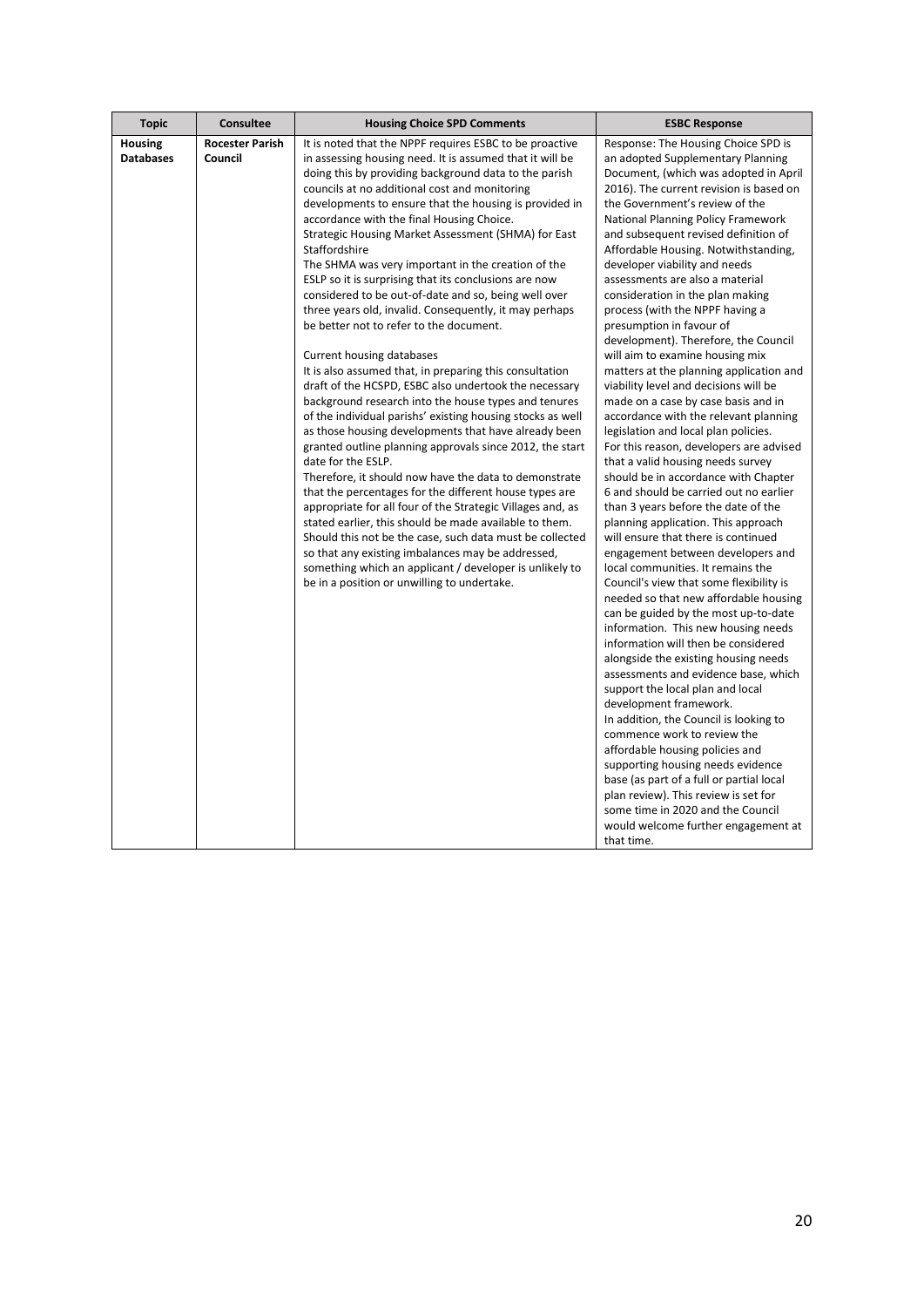| Topic | Consultee | Housing Choice SPD Comments | ESBC Response |
|---|---|---|---|
| **Housing Databases** | **Rocester Parish Council** | It is noted that the NPPF requires ESBC to be proactive in assessing housing need. It is assumed that it will be doing this by providing background data to the parish councils at no additional cost and monitoring developments to ensure that the housing is provided in accordance with the final Housing Choice.<br>Strategic Housing Market Assessment (SHMA) for East Staffordshire<br>The SHMA was very important in the creation of the ESLP so it is surprising that its conclusions are now considered to be out-of-date and so, being well over three years old, invalid. Consequently, it may perhaps be better not to refer to the document.<br><br>Current housing databases<br>It is also assumed that, in preparing this consultation draft of the HCSPD, ESBC also undertook the necessary background research into the house types and tenures of the individual parishs' existing housing stocks as well as those housing developments that have already been granted outline planning approvals since 2012, the start date for the ESLP.<br>Therefore, it should now have the data to demonstrate that the percentages for the different house types are appropriate for all four of the Strategic Villages and, as stated earlier, this should be made available to them. Should this not be the case, such data must be collected so that any existing imbalances may be addressed, something which an applicant / developer is unlikely to be in a position or unwilling to undertake. | Response: The Housing Choice SPD is an adopted Supplementary Planning Document, (which was adopted in April 2016). The current revision is based on the Government's review of the National Planning Policy Framework and subsequent revised definition of Affordable Housing. Notwithstanding, developer viability and needs assessments are also a material consideration in the plan making process (with the NPPF having a presumption in favour of development). Therefore, the Council will aim to examine housing mix matters at the planning application and viability level and decisions will be made on a case by case basis and in accordance with the relevant planning legislation and local plan policies.<br>For this reason, developers are advised that a valid housing needs survey should be in accordance with Chapter 6 and should be carried out no earlier than 3 years before the date of the planning application. This approach will ensure that there is continued engagement between developers and local communities. It remains the Council's view that some flexibility is needed so that new affordable housing can be guided by the most up-to-date information. This new housing needs information will then be considered alongside the existing housing needs assessments and evidence base, which support the local plan and local development framework.<br>In addition, the Council is looking to commence work to review the affordable housing policies and supporting housing needs evidence base (as part of a full or partial local plan review). This review is set for some time in 2020 and the Council would welcome further engagement at that time. |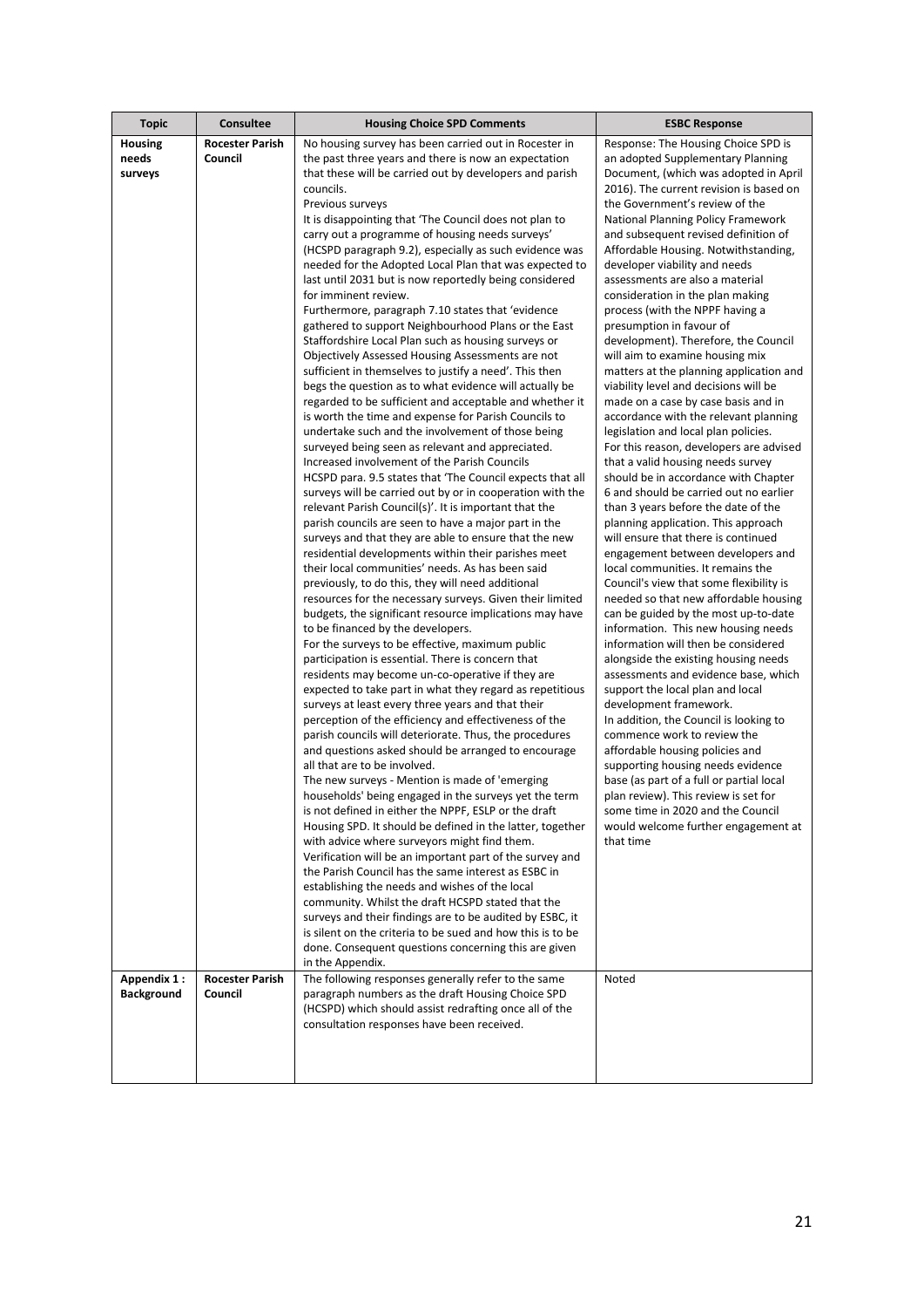| Topic | Consultee | Housing Choice SPD Comments | ESBC Response |
|---|---|---|---|
| Housing needs surveys | Rocester Parish Council | No housing survey has been carried out in Rocester in the past three years and there is now an expectation that these will be carried out by developers and parish councils.<br>Previous surveys<br>It is disappointing that 'The Council does not plan to carry out a programme of housing needs surveys' (HCSPD paragraph 9.2), especially as such evidence was needed for the Adopted Local Plan that was expected to last until 2031 but is now reportedly being considered for imminent review.<br>Furthermore, paragraph 7.10 states that 'evidence gathered to support Neighbourhood Plans or the East Staffordshire Local Plan such as housing surveys or Objectively Assessed Housing Assessments are not sufficient in themselves to justify a need'. This then begs the question as to what evidence will actually be regarded to be sufficient and acceptable and whether it is worth the time and expense for Parish Councils to undertake such and the involvement of those being surveyed being seen as relevant and appreciated.<br>Increased involvement of the Parish Councils<br>HCSPD para. 9.5 states that 'The Council expects that all surveys will be carried out by or in cooperation with the relevant Parish Council(s)'. It is important that the parish councils are seen to have a major part in the surveys and that they are able to ensure that the new residential developments within their parishes meet their local communities' needs. As has been said previously, to do this, they will need additional resources for the necessary surveys. Given their limited budgets, the significant resource implications may have to be financed by the developers.<br>For the surveys to be effective, maximum public participation is essential. There is concern that residents may become un-co-operative if they are expected to take part in what they regard as repetitious surveys at least every three years and that their perception of the efficiency and effectiveness of the parish councils will deteriorate. Thus, the procedures and questions asked should be arranged to encourage all that are to be involved.<br>The new surveys - Mention is made of 'emerging households' being engaged in the surveys yet the term is not defined in either the NPPF, ESLP or the draft Housing SPD. It should be defined in the latter, together with advice where surveyors might find them.<br>Verification will be an important part of the survey and the Parish Council has the same interest as ESBC in establishing the needs and wishes of the local community. Whilst the draft HCSPD stated that the surveys and their findings are to be audited by ESBC, it is silent on the criteria to be sued and how this is to be done. Consequent questions concerning this are given in the Appendix. | Response: The Housing Choice SPD is an adopted Supplementary Planning Document, (which was adopted in April 2016). The current revision is based on the Government's review of the National Planning Policy Framework and subsequent revised definition of Affordable Housing. Notwithstanding, developer viability and needs assessments are also a material consideration in the plan making process (with the NPPF having a presumption in favour of development). Therefore, the Council will aim to examine housing mix matters at the planning application and viability level and decisions will be made on a case by case basis and in accordance with the relevant planning legislation and local plan policies.<br>For this reason, developers are advised that a valid housing needs survey should be in accordance with Chapter 6 and should be carried out no earlier than 3 years before the date of the planning application. This approach will ensure that there is continued engagement between developers and local communities. It remains the Council's view that some flexibility is needed so that new affordable housing can be guided by the most up-to-date information. This new housing needs information will then be considered alongside the existing housing needs assessments and evidence base, which support the local plan and local development framework.<br>In addition, the Council is looking to commence work to review the affordable housing policies and supporting housing needs evidence base (as part of a full or partial local plan review). This review is set for some time in 2020 and the Council would welcome further engagement at that time |
| Appendix 1 : Background | Rocester Parish Council | The following responses generally refer to the same paragraph numbers as the draft Housing Choice SPD (HCSPD) which should assist redrafting once all of the consultation responses have been received. | Noted |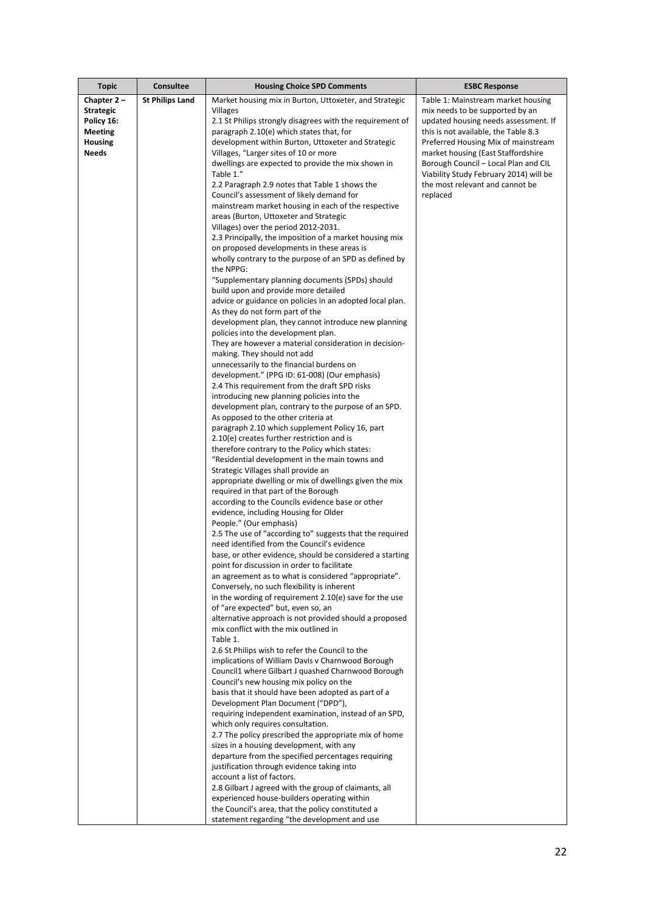| Topic | Consultee | Housing Choice SPD Comments | ESBC Response |
|---|---|---|---|
| **Chapter 2 – Strategic Policy 16: Meeting Housing Needs** | **St Philips Land** | Market housing mix in Burton, Uttoxeter, and Strategic Villages<br>2.1 St Philips strongly disagrees with the requirement of paragraph 2.10(e) which states that, for development within Burton, Uttoxeter and Strategic Villages, "Larger sites of 10 or more dwellings are expected to provide the mix shown in Table 1."<br>2.2 Paragraph 2.9 notes that Table 1 shows the Council's assessment of likely demand for mainstream market housing in each of the respective areas (Burton, Uttoxeter and Strategic Villages) over the period 2012-2031.<br>2.3 Principally, the imposition of a market housing mix on proposed developments in these areas is wholly contrary to the purpose of an SPD as defined by the NPPG:<br>"Supplementary planning documents (SPDs) should build upon and provide more detailed advice or guidance on policies in an adopted local plan. As they do not form part of the development plan, they cannot introduce new planning policies into the development plan. They are however a material consideration in decision-making. They should not add unnecessarily to the financial burdens on development." (PPG ID: 61-008) (Our emphasis)<br>2.4 This requirement from the draft SPD risks introducing new planning policies into the development plan, contrary to the purpose of an SPD. As opposed to the other criteria at paragraph 2.10 which supplement Policy 16, part 2.10(e) creates further restriction and is therefore contrary to the Policy which states:<br>"Residential development in the main towns and Strategic Villages shall provide an appropriate dwelling or mix of dwellings given the mix required in that part of the Borough according to the Councils evidence base or other evidence, including Housing for Older People." (Our emphasis)<br>2.5 The use of "according to" suggests that the required need identified from the Council's evidence base, or other evidence, should be considered a starting point for discussion in order to facilitate an agreement as to what is considered "appropriate". Conversely, no such flexibility is inherent in the wording of requirement 2.10(e) save for the use of "are expected" but, even so, an alternative approach is not provided should a proposed mix conflict with the mix outlined in Table 1.<br>2.6 St Philips wish to refer the Council to the implications of William Davis v Charnwood Borough Council1 where Gilbart J quashed Charnwood Borough Council's new housing mix policy on the basis that it should have been adopted as part of a Development Plan Document ("DPD"), requiring independent examination, instead of an SPD, which only requires consultation.<br>2.7 The policy prescribed the appropriate mix of home sizes in a housing development, with any departure from the specified percentages requiring justification through evidence taking into account a list of factors.<br>2.8 Gilbart J agreed with the group of claimants, all experienced house-builders operating within the Council's area, that the policy constituted a statement regarding "the development and use | Table 1: Mainstream market housing mix needs to be supported by an updated housing needs assessment. If this is not available, the Table 8.3 Preferred Housing Mix of mainstream market housing (East Staffordshire Borough Council – Local Plan and CIL Viability Study February 2014) will be the most relevant and cannot be replaced |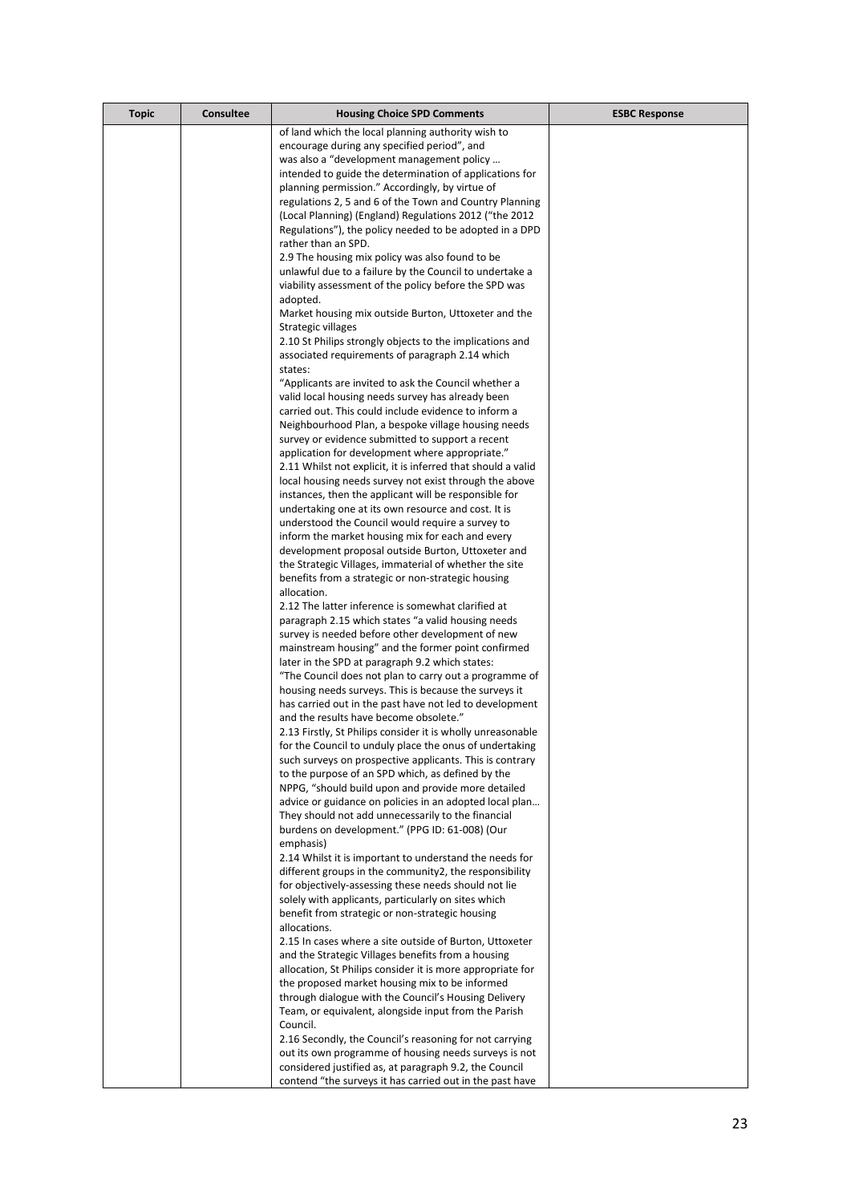| Topic | Consultee | Housing Choice SPD Comments | ESBC Response |
|---|---|---|---|
| | | of land which the local planning authority wish to encourage during any specified period", and was also a "development management policy … intended to guide the determination of applications for planning permission." Accordingly, by virtue of regulations 2, 5 and 6 of the Town and Country Planning (Local Planning) (England) Regulations 2012 ("the 2012 Regulations"), the policy needed to be adopted in a DPD rather than an SPD.<br>2.9 The housing mix policy was also found to be unlawful due to a failure by the Council to undertake a viability assessment of the policy before the SPD was adopted.<br>Market housing mix outside Burton, Uttoxeter and the Strategic villages<br>2.10 St Philips strongly objects to the implications and associated requirements of paragraph 2.14 which states:<br>"Applicants are invited to ask the Council whether a valid local housing needs survey has already been carried out. This could include evidence to inform a Neighbourhood Plan, a bespoke village housing needs survey or evidence submitted to support a recent application for development where appropriate."<br>2.11 Whilst not explicit, it is inferred that should a valid local housing needs survey not exist through the above instances, then the applicant will be responsible for undertaking one at its own resource and cost. It is understood the Council would require a survey to inform the market housing mix for each and every development proposal outside Burton, Uttoxeter and the Strategic Villages, immaterial of whether the site benefits from a strategic or non-strategic housing allocation.<br>2.12 The latter inference is somewhat clarified at paragraph 2.15 which states "a valid housing needs survey is needed before other development of new mainstream housing" and the former point confirmed later in the SPD at paragraph 9.2 which states:<br>"The Council does not plan to carry out a programme of housing needs surveys. This is because the surveys it has carried out in the past have not led to development and the results have become obsolete."<br>2.13 Firstly, St Philips consider it is wholly unreasonable for the Council to unduly place the onus of undertaking such surveys on prospective applicants. This is contrary to the purpose of an SPD which, as defined by the NPPG, "should build upon and provide more detailed advice or guidance on policies in an adopted local plan… They should not add unnecessarily to the financial burdens on development." (PPG ID: 61-008) (Our emphasis)<br>2.14 Whilst it is important to understand the needs for different groups in the community2, the responsibility for objectively-assessing these needs should not lie solely with applicants, particularly on sites which benefit from strategic or non-strategic housing allocations.<br>2.15 In cases where a site outside of Burton, Uttoxeter and the Strategic Villages benefits from a housing allocation, St Philips consider it is more appropriate for the proposed market housing mix to be informed through dialogue with the Council's Housing Delivery Team, or equivalent, alongside input from the Parish Council.<br>2.16 Secondly, the Council's reasoning for not carrying out its own programme of housing needs surveys is not considered justified as, at paragraph 9.2, the Council contend "the surveys it has carried out in the past have | |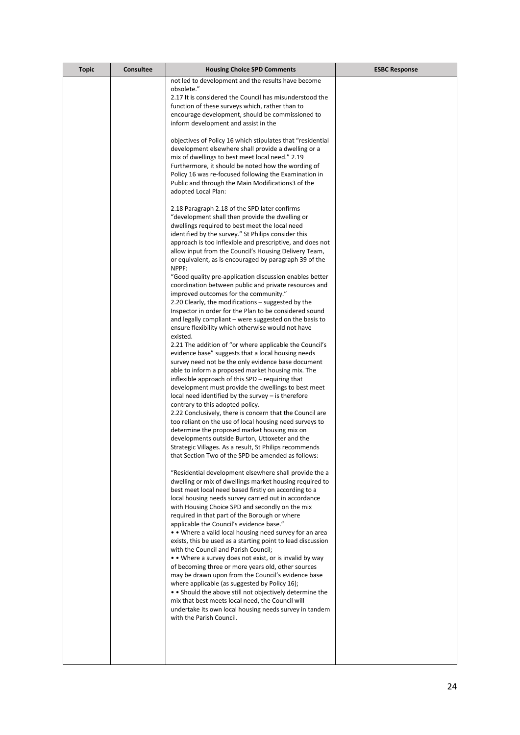| Topic | Consultee | Housing Choice SPD Comments | ESBC Response |
|---|---|---|---|
| | | not led to development and the results have become obsolete."<br>2.17 It is considered the Council has misunderstood the function of these surveys which, rather than to encourage development, should be commissioned to inform development and assist in the<br><br>objectives of Policy 16 which stipulates that "residential development elsewhere shall provide a dwelling or a mix of dwellings to best meet local need." 2.19 Furthermore, it should be noted how the wording of Policy 16 was re-focused following the Examination in Public and through the Main Modifications3 of the adopted Local Plan:<br><br>2.18 Paragraph 2.18 of the SPD later confirms "development shall then provide the dwelling or dwellings required to best meet the local need identified by the survey." St Philips consider this approach is too inflexible and prescriptive, and does not allow input from the Council's Housing Delivery Team, or equivalent, as is encouraged by paragraph 39 of the NPPF:<br>"Good quality pre-application discussion enables better coordination between public and private resources and improved outcomes for the community."<br>2.20 Clearly, the modifications – suggested by the Inspector in order for the Plan to be considered sound and legally compliant – were suggested on the basis to ensure flexibility which otherwise would not have existed.<br>2.21 The addition of "or where applicable the Council's evidence base" suggests that a local housing needs survey need not be the only evidence base document able to inform a proposed market housing mix. The inflexible approach of this SPD – requiring that development must provide the dwellings to best meet local need identified by the survey – is therefore contrary to this adopted policy.<br>2.22 Conclusively, there is concern that the Council are too reliant on the use of local housing need surveys to determine the proposed market housing mix on developments outside Burton, Uttoxeter and the Strategic Villages. As a result, St Philips recommends that Section Two of the SPD be amended as follows:<br><br>"Residential development elsewhere shall provide the a dwelling or mix of dwellings market housing required to best meet local need based firstly on according to a local housing needs survey carried out in accordance with Housing Choice SPD and secondly on the mix required in that part of the Borough or where applicable the Council's evidence base."<br>• • Where a valid local housing need survey for an area exists, this be used as a starting point to lead discussion with the Council and Parish Council;<br>• • Where a survey does not exist, or is invalid by way of becoming three or more years old, other sources may be drawn upon from the Council's evidence base where applicable (as suggested by Policy 16);<br>• • Should the above still not objectively determine the mix that best meets local need, the Council will undertake its own local housing needs survey in tandem with the Parish Council. | |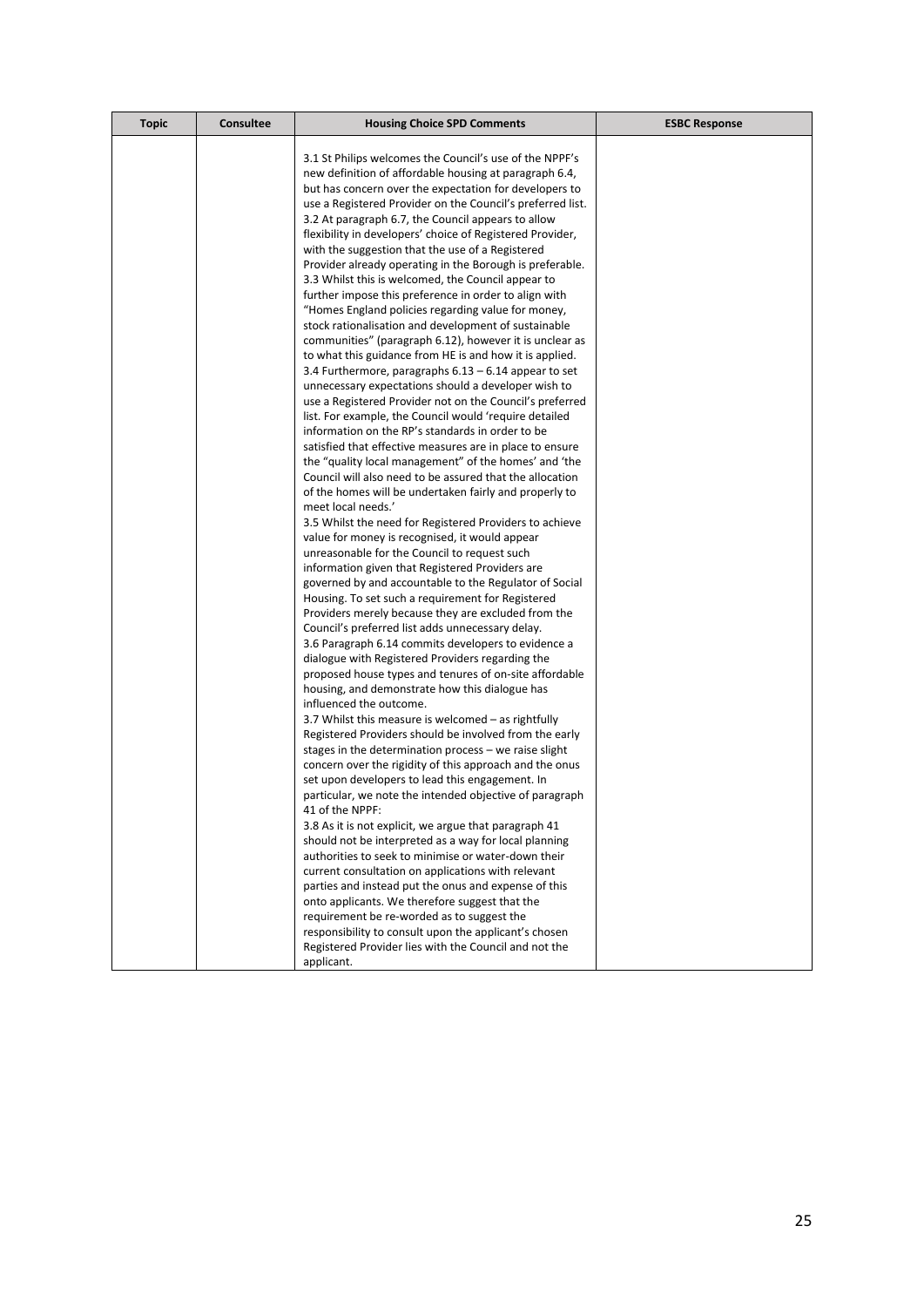| Topic | Consultee | Housing Choice SPD Comments | ESBC Response |
|---|---|---|---|
| | | 3.1 St Philips welcomes the Council's use of the NPPF's new definition of affordable housing at paragraph 6.4, but has concern over the expectation for developers to use a Registered Provider on the Council's preferred list.<br>3.2 At paragraph 6.7, the Council appears to allow flexibility in developers' choice of Registered Provider, with the suggestion that the use of a Registered Provider already operating in the Borough is preferable.<br>3.3 Whilst this is welcomed, the Council appear to further impose this preference in order to align with "Homes England policies regarding value for money, stock rationalisation and development of sustainable communities" (paragraph 6.12), however it is unclear as to what this guidance from HE is and how it is applied.<br>3.4 Furthermore, paragraphs 6.13 – 6.14 appear to set unnecessary expectations should a developer wish to use a Registered Provider not on the Council's preferred list. For example, the Council would 'require detailed information on the RP's standards in order to be satisfied that effective measures are in place to ensure the "quality local management" of the homes' and 'the Council will also need to be assured that the allocation of the homes will be undertaken fairly and properly to meet local needs.'<br>3.5 Whilst the need for Registered Providers to achieve value for money is recognised, it would appear unreasonable for the Council to request such information given that Registered Providers are governed by and accountable to the Regulator of Social Housing. To set such a requirement for Registered Providers merely because they are excluded from the Council's preferred list adds unnecessary delay.<br>3.6 Paragraph 6.14 commits developers to evidence a dialogue with Registered Providers regarding the proposed house types and tenures of on-site affordable housing, and demonstrate how this dialogue has influenced the outcome.<br>3.7 Whilst this measure is welcomed – as rightfully Registered Providers should be involved from the early stages in the determination process – we raise slight concern over the rigidity of this approach and the onus set upon developers to lead this engagement. In particular, we note the intended objective of paragraph 41 of the NPPF:<br>3.8 As it is not explicit, we argue that paragraph 41 should not be interpreted as a way for local planning authorities to seek to minimise or water-down their current consultation on applications with relevant parties and instead put the onus and expense of this onto applicants. We therefore suggest that the requirement be re-worded as to suggest the responsibility to consult upon the applicant's chosen Registered Provider lies with the Council and not the applicant. | |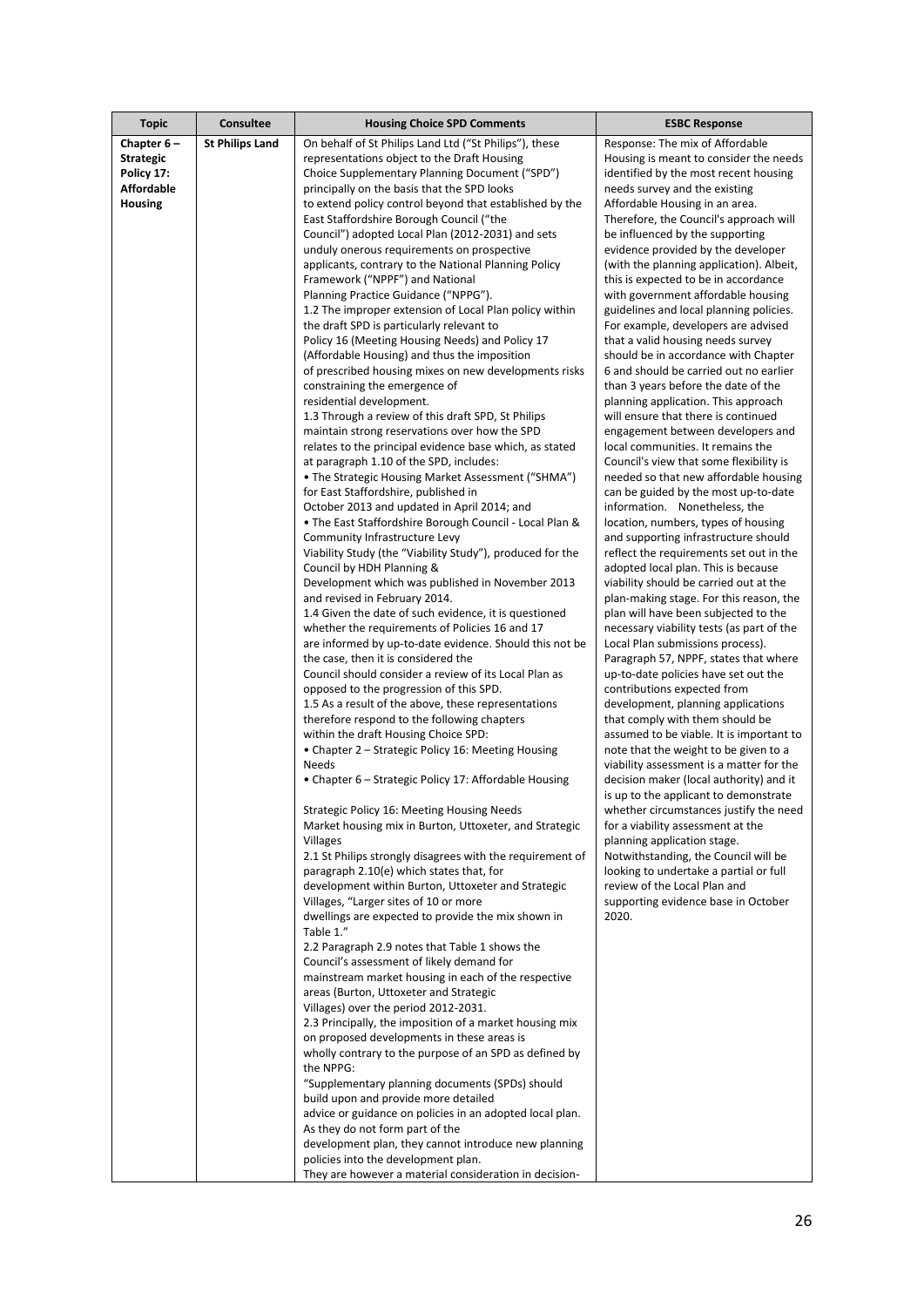| Topic | Consultee | Housing Choice SPD Comments | ESBC Response |
|---|---|---|---|
| **Chapter 6 – Strategic Policy 17: Affordable Housing** | **St Philips Land** | On behalf of St Philips Land Ltd ("St Philips"), these representations object to the Draft Housing Choice Supplementary Planning Document ("SPD") principally on the basis that the SPD looks to extend policy control beyond that established by the East Staffordshire Borough Council ("the Council") adopted Local Plan (2012-2031) and sets unduly onerous requirements on prospective applicants, contrary to the National Planning Policy Framework ("NPPF") and National Planning Practice Guidance ("NPPG").<br>1.2 The improper extension of Local Plan policy within the draft SPD is particularly relevant to Policy 16 (Meeting Housing Needs) and Policy 17 (Affordable Housing) and thus the imposition of prescribed housing mixes on new developments risks constraining the emergence of residential development.<br>1.3 Through a review of this draft SPD, St Philips maintain strong reservations over how the SPD relates to the principal evidence base which, as stated at paragraph 1.10 of the SPD, includes:<br>• The Strategic Housing Market Assessment ("SHMA") for East Staffordshire, published in October 2013 and updated in April 2014; and<br>• The East Staffordshire Borough Council - Local Plan & Community Infrastructure Levy Viability Study (the "Viability Study"), produced for the Council by HDH Planning & Development which was published in November 2013 and revised in February 2014.<br>1.4 Given the date of such evidence, it is questioned whether the requirements of Policies 16 and 17 are informed by up-to-date evidence. Should this not be the case, then it is considered the Council should consider a review of its Local Plan as opposed to the progression of this SPD.<br>1.5 As a result of the above, these representations therefore respond to the following chapters within the draft Housing Choice SPD:<br>• Chapter 2 – Strategic Policy 16: Meeting Housing Needs<br>• Chapter 6 – Strategic Policy 17: Affordable Housing<br><br>Strategic Policy 16: Meeting Housing Needs<br>Market housing mix in Burton, Uttoxeter, and Strategic Villages<br>2.1 St Philips strongly disagrees with the requirement of paragraph 2.10(e) which states that, for development within Burton, Uttoxeter and Strategic Villages, "Larger sites of 10 or more dwellings are expected to provide the mix shown in Table 1."<br>2.2 Paragraph 2.9 notes that Table 1 shows the Council's assessment of likely demand for mainstream market housing in each of the respective areas (Burton, Uttoxeter and Strategic Villages) over the period 2012-2031.<br>2.3 Principally, the imposition of a market housing mix on proposed developments in these areas is wholly contrary to the purpose of an SPD as defined by the NPPG:<br>"Supplementary planning documents (SPDs) should build upon and provide more detailed advice or guidance on policies in an adopted local plan. As they do not form part of the development plan, they cannot introduce new planning policies into the development plan. They are however a material consideration in decision- | Response: The mix of Affordable Housing is meant to consider the needs identified by the most recent housing needs survey and the existing Affordable Housing in an area. Therefore, the Council's approach will be influenced by the supporting evidence provided by the developer (with the planning application). Albeit, this is expected to be in accordance with government affordable housing guidelines and local planning policies. For example, developers are advised that a valid housing needs survey should be in accordance with Chapter 6 and should be carried out no earlier than 3 years before the date of the planning application. This approach will ensure that there is continued engagement between developers and local communities. It remains the Council's view that some flexibility is needed so that new affordable housing can be guided by the most up-to-date information. Nonetheless, the location, numbers, types of housing and supporting infrastructure should reflect the requirements set out in the adopted local plan. This is because viability should be carried out at the plan-making stage. For this reason, the plan will have been subjected to the necessary viability tests (as part of the Local Plan submissions process). Paragraph 57, NPPF, states that where up-to-date policies have set out the contributions expected from development, planning applications that comply with them should be assumed to be viable. It is important to note that the weight to be given to a viability assessment is a matter for the decision maker (local authority) and it is up to the applicant to demonstrate whether circumstances justify the need for a viability assessment at the planning application stage.<br>Notwithstanding, the Council will be looking to undertake a partial or full review of the Local Plan and supporting evidence base in October 2020. |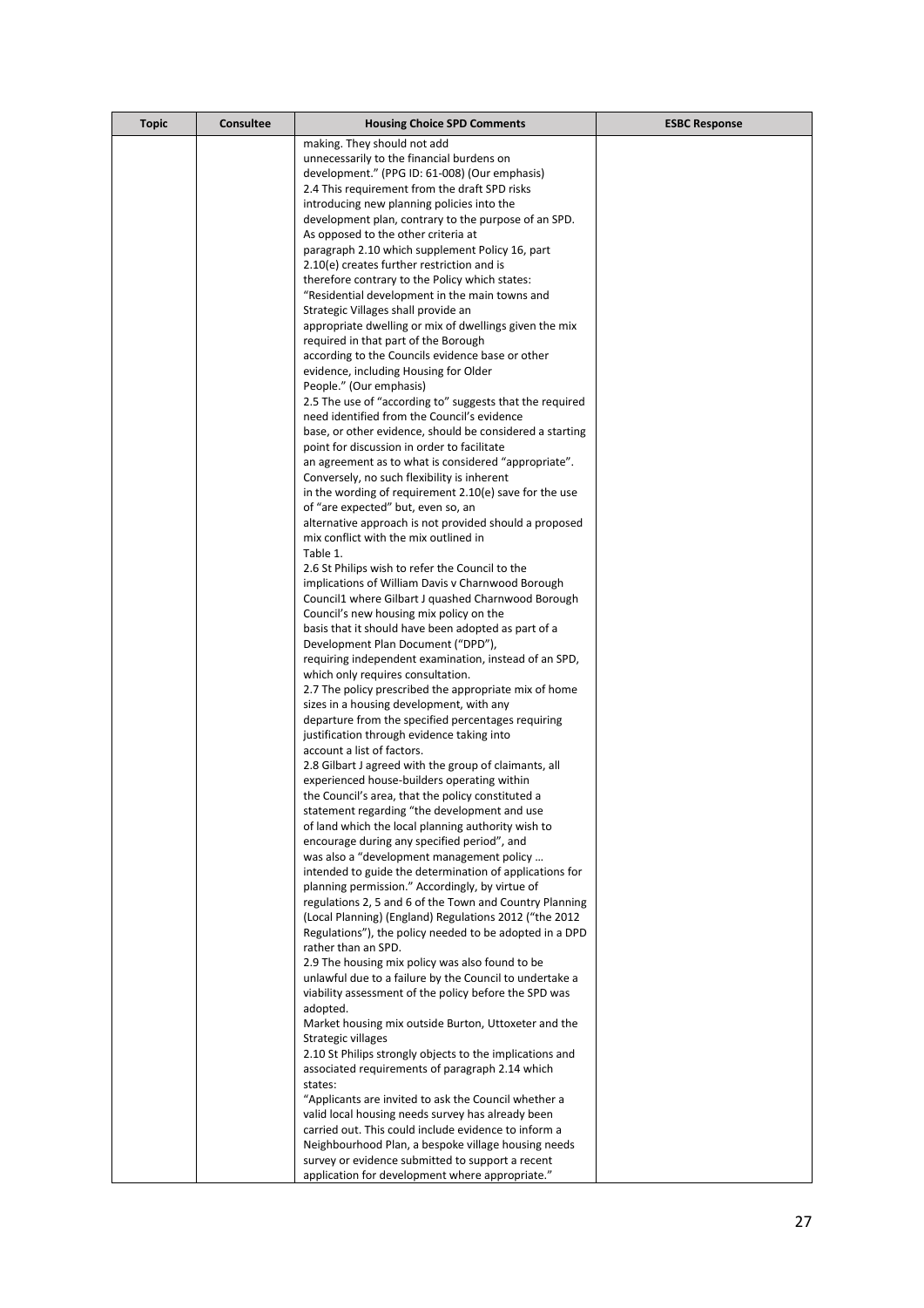| Topic | Consultee | Housing Choice SPD Comments | ESBC Response |
|---|---|---|---|
| | | making. They should not add unnecessarily to the financial burdens on development." (PPG ID: 61-008) (Our emphasis)<br>2.4 This requirement from the draft SPD risks introducing new planning policies into the development plan, contrary to the purpose of an SPD. As opposed to the other criteria at paragraph 2.10 which supplement Policy 16, part 2.10(e) creates further restriction and is therefore contrary to the Policy which states:<br>"Residential development in the main towns and Strategic Villages shall provide an appropriate dwelling or mix of dwellings given the mix required in that part of the Borough according to the Councils evidence base or other evidence, including Housing for Older People." (Our emphasis)<br>2.5 The use of "according to" suggests that the required need identified from the Council's evidence base, or other evidence, should be considered a starting point for discussion in order to facilitate an agreement as to what is considered "appropriate". Conversely, no such flexibility is inherent in the wording of requirement 2.10(e) save for the use of "are expected" but, even so, an alternative approach is not provided should a proposed mix conflict with the mix outlined in Table 1.<br>2.6 St Philips wish to refer the Council to the implications of William Davis v Charnwood Borough Council1 where Gilbart J quashed Charnwood Borough Council's new housing mix policy on the basis that it should have been adopted as part of a Development Plan Document ("DPD"), requiring independent examination, instead of an SPD, which only requires consultation.<br>2.7 The policy prescribed the appropriate mix of home sizes in a housing development, with any departure from the specified percentages requiring justification through evidence taking into account a list of factors.<br>2.8 Gilbart J agreed with the group of claimants, all experienced house-builders operating within the Council's area, that the policy constituted a statement regarding "the development and use of land which the local planning authority wish to encourage during any specified period", and was also a "development management policy … intended to guide the determination of applications for planning permission." Accordingly, by virtue of regulations 2, 5 and 6 of the Town and Country Planning (Local Planning) (England) Regulations 2012 ("the 2012 Regulations"), the policy needed to be adopted in a DPD rather than an SPD.<br>2.9 The housing mix policy was also found to be unlawful due to a failure by the Council to undertake a viability assessment of the policy before the SPD was adopted.<br>Market housing mix outside Burton, Uttoxeter and the Strategic villages<br>2.10 St Philips strongly objects to the implications and associated requirements of paragraph 2.14 which states:<br>"Applicants are invited to ask the Council whether a valid local housing needs survey has already been carried out. This could include evidence to inform a Neighbourhood Plan, a bespoke village housing needs survey or evidence submitted to support a recent application for development where appropriate." | |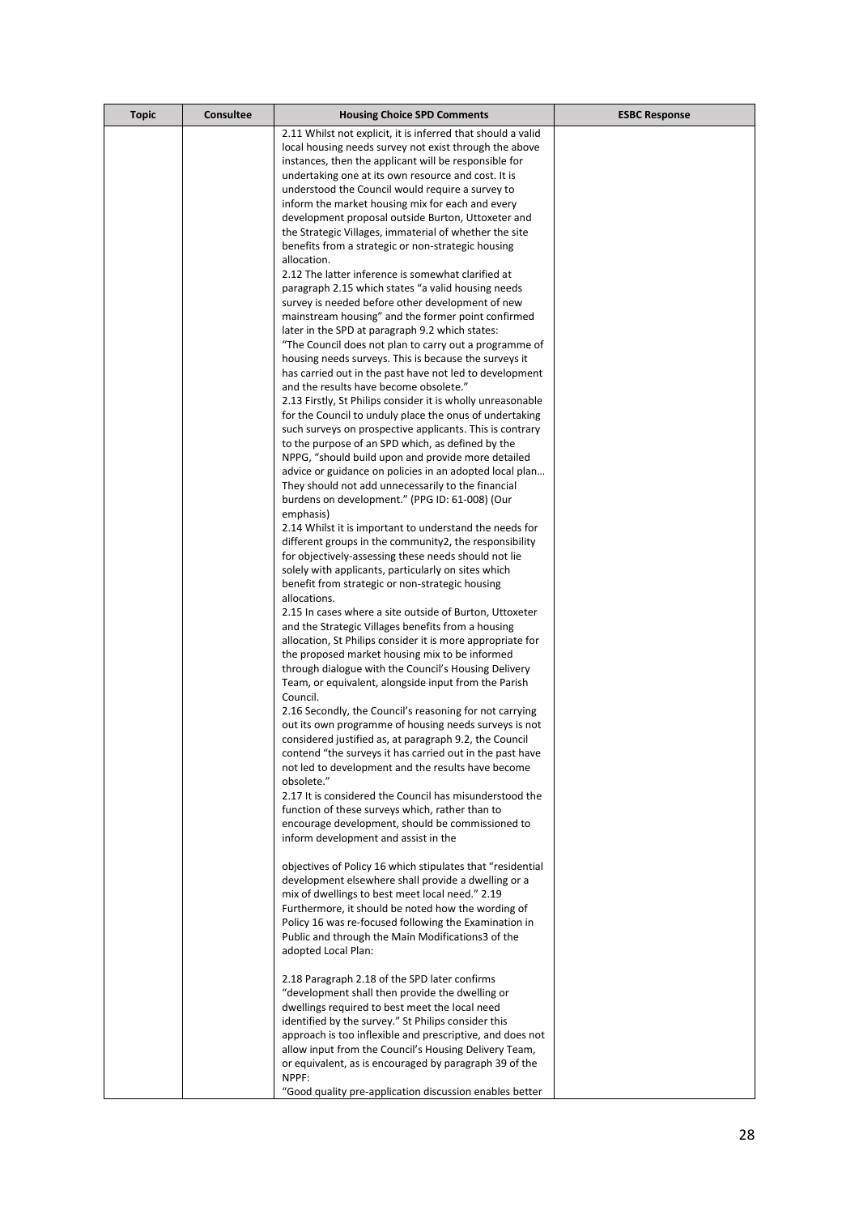| Topic | Consultee | Housing Choice SPD Comments | ESBC Response |
| --- | --- | --- | --- |
| | | 2.11 Whilst not explicit, it is inferred that should a valid local housing needs survey not exist through the above instances, then the applicant will be responsible for undertaking one at its own resource and cost. It is understood the Council would require a survey to inform the market housing mix for each and every development proposal outside Burton, Uttoxeter and the Strategic Villages, immaterial of whether the site benefits from a strategic or non-strategic housing allocation.<br>2.12 The latter inference is somewhat clarified at paragraph 2.15 which states "a valid housing needs survey is needed before other development of new mainstream housing" and the former point confirmed later in the SPD at paragraph 9.2 which states:<br>"The Council does not plan to carry out a programme of housing needs surveys. This is because the surveys it has carried out in the past have not led to development and the results have become obsolete."<br>2.13 Firstly, St Philips consider it is wholly unreasonable for the Council to unduly place the onus of undertaking such surveys on prospective applicants. This is contrary to the purpose of an SPD which, as defined by the NPPG, "should build upon and provide more detailed advice or guidance on policies in an adopted local plan… They should not add unnecessarily to the financial burdens on development." (PPG ID: 61-008) (Our emphasis)<br>2.14 Whilst it is important to understand the needs for different groups in the community2, the responsibility for objectively-assessing these needs should not lie solely with applicants, particularly on sites which benefit from strategic or non-strategic housing allocations.<br>2.15 In cases where a site outside of Burton, Uttoxeter and the Strategic Villages benefits from a housing allocation, St Philips consider it is more appropriate for the proposed market housing mix to be informed through dialogue with the Council's Housing Delivery Team, or equivalent, alongside input from the Parish Council.<br>2.16 Secondly, the Council's reasoning for not carrying out its own programme of housing needs surveys is not considered justified as, at paragraph 9.2, the Council contend "the surveys it has carried out in the past have not led to development and the results have become obsolete."<br>2.17 It is considered the Council has misunderstood the function of these surveys which, rather than to encourage development, should be commissioned to inform development and assist in the<br><br>objectives of Policy 16 which stipulates that "residential development elsewhere shall provide a dwelling or a mix of dwellings to best meet local need." 2.19 Furthermore, it should be noted how the wording of Policy 16 was re-focused following the Examination in Public and through the Main Modifications3 of the adopted Local Plan:<br><br>2.18 Paragraph 2.18 of the SPD later confirms "development shall then provide the dwelling or dwellings required to best meet the local need identified by the survey." St Philips consider this approach is too inflexible and prescriptive, and does not allow input from the Council's Housing Delivery Team, or equivalent, as is encouraged by paragraph 39 of the NPPF:<br>"Good quality pre-application discussion enables better | |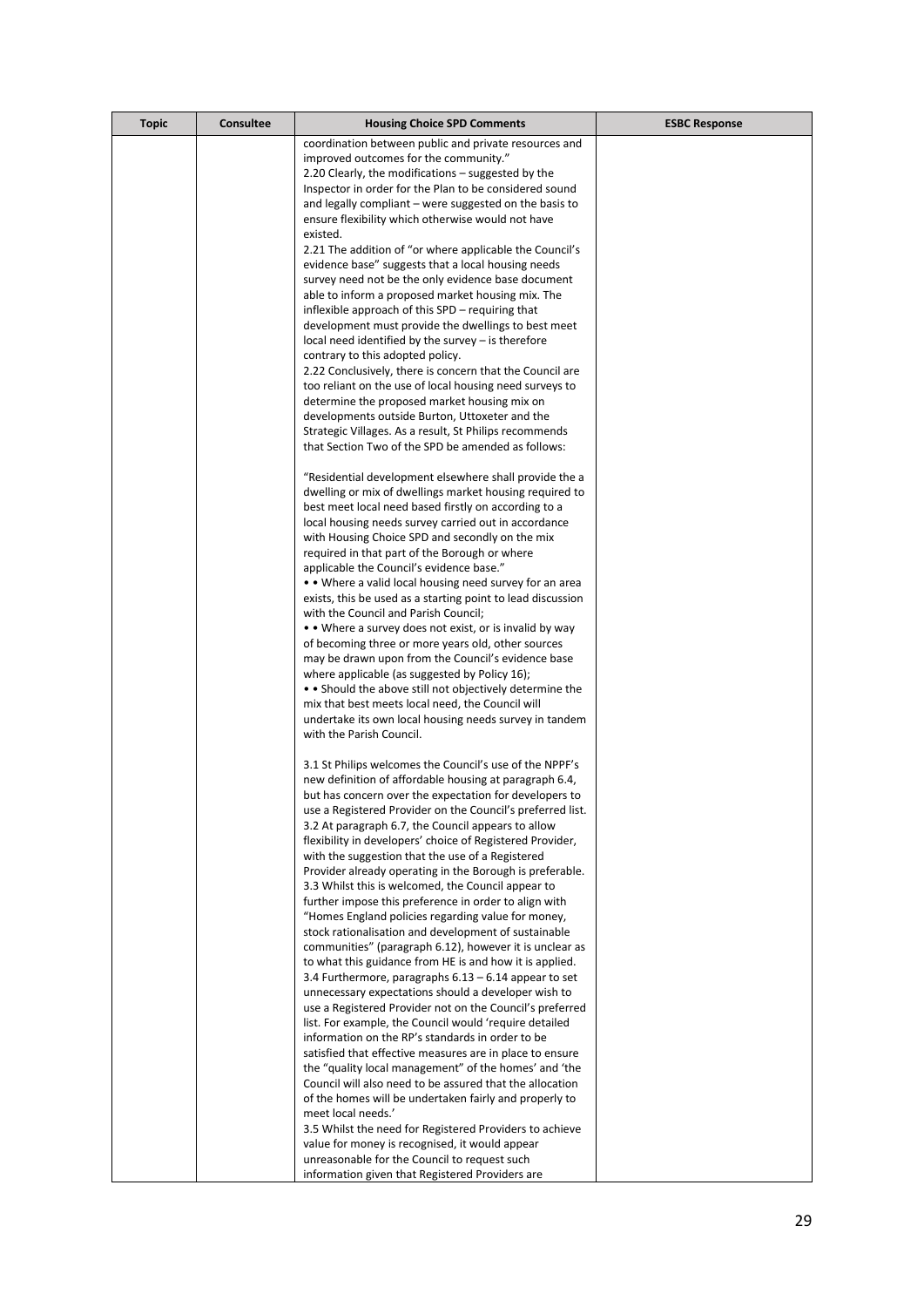| Topic | Consultee | Housing Choice SPD Comments | ESBC Response |
|---|---|---|---|
| | | coordination between public and private resources and improved outcomes for the community."<br>2.20 Clearly, the modifications – suggested by the Inspector in order for the Plan to be considered sound and legally compliant – were suggested on the basis to ensure flexibility which otherwise would not have existed.<br>2.21 The addition of "or where applicable the Council's evidence base" suggests that a local housing needs survey need not be the only evidence base document able to inform a proposed market housing mix. The inflexible approach of this SPD – requiring that development must provide the dwellings to best meet local need identified by the survey – is therefore contrary to this adopted policy.<br>2.22 Conclusively, there is concern that the Council are too reliant on the use of local housing need surveys to determine the proposed market housing mix on developments outside Burton, Uttoxeter and the Strategic Villages. As a result, St Philips recommends that Section Two of the SPD be amended as follows:<br><br>"Residential development elsewhere shall provide the a dwelling or mix of dwellings market housing required to best meet local need based firstly on according to a local housing needs survey carried out in accordance with Housing Choice SPD and secondly on the mix required in that part of the Borough or where applicable the Council's evidence base."<br>• • Where a valid local housing need survey for an area exists, this be used as a starting point to lead discussion with the Council and Parish Council;<br>• • Where a survey does not exist, or is invalid by way of becoming three or more years old, other sources may be drawn upon from the Council's evidence base where applicable (as suggested by Policy 16);<br>• • Should the above still not objectively determine the mix that best meets local need, the Council will undertake its own local housing needs survey in tandem with the Parish Council.<br><br>3.1 St Philips welcomes the Council's use of the NPPF's new definition of affordable housing at paragraph 6.4, but has concern over the expectation for developers to use a Registered Provider on the Council's preferred list.<br>3.2 At paragraph 6.7, the Council appears to allow flexibility in developers' choice of Registered Provider, with the suggestion that the use of a Registered Provider already operating in the Borough is preferable.<br>3.3 Whilst this is welcomed, the Council appear to further impose this preference in order to align with "Homes England policies regarding value for money, stock rationalisation and development of sustainable communities" (paragraph 6.12), however it is unclear as to what this guidance from HE is and how it is applied.<br>3.4 Furthermore, paragraphs 6.13 – 6.14 appear to set unnecessary expectations should a developer wish to use a Registered Provider not on the Council's preferred list. For example, the Council would 'require detailed information on the RP's standards in order to be satisfied that effective measures are in place to ensure the "quality local management" of the homes' and 'the Council will also need to be assured that the allocation of the homes will be undertaken fairly and properly to meet local needs.'<br>3.5 Whilst the need for Registered Providers to achieve value for money is recognised, it would appear unreasonable for the Council to request such information given that Registered Providers are | |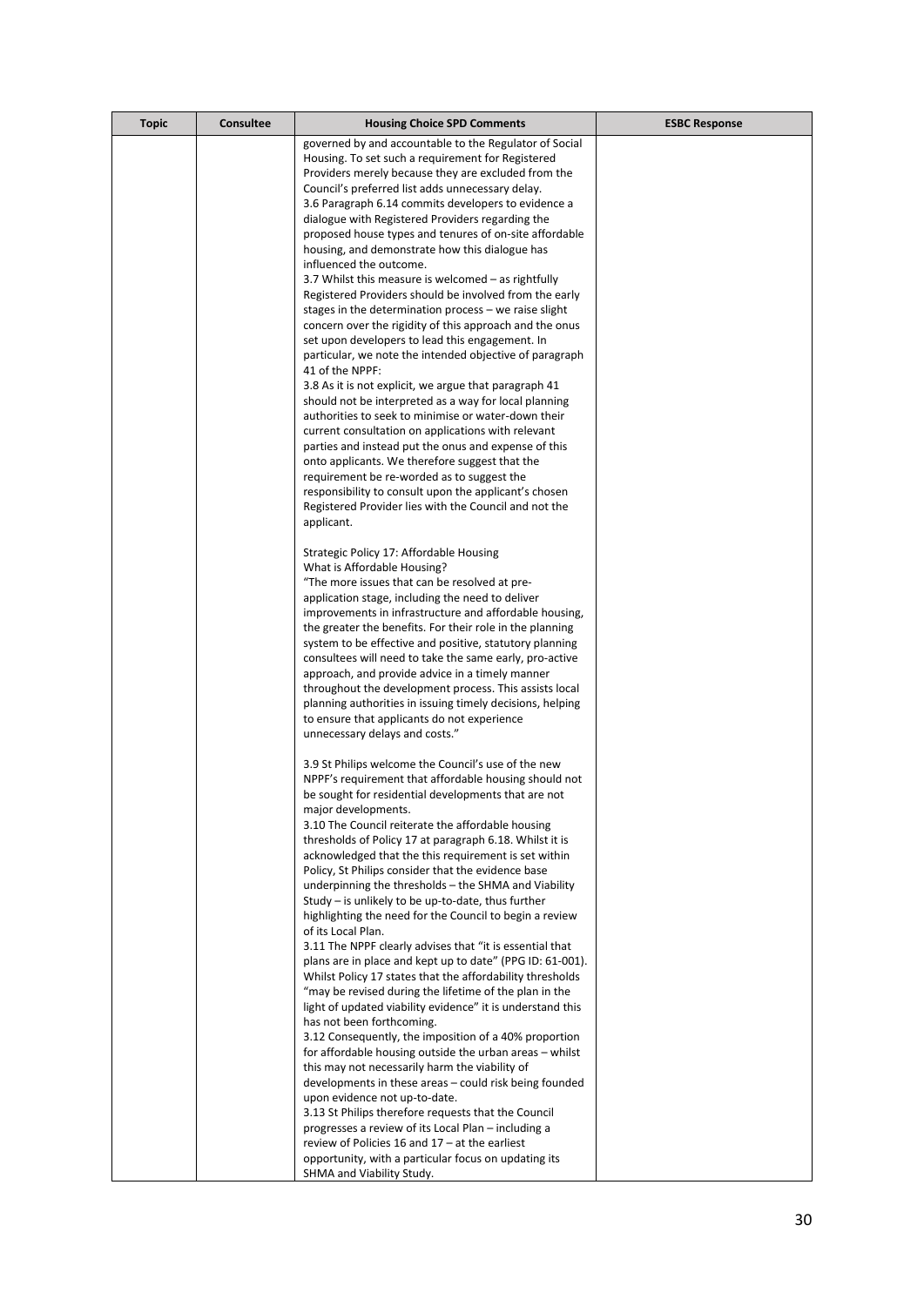| Topic | Consultee | Housing Choice SPD Comments | ESBC Response |
| --- | --- | --- | --- |
| | | governed by and accountable to the Regulator of Social Housing. To set such a requirement for Registered Providers merely because they are excluded from the Council's preferred list adds unnecessary delay.<br>3.6 Paragraph 6.14 commits developers to evidence a dialogue with Registered Providers regarding the proposed house types and tenures of on-site affordable housing, and demonstrate how this dialogue has influenced the outcome.<br>3.7 Whilst this measure is welcomed – as rightfully Registered Providers should be involved from the early stages in the determination process – we raise slight concern over the rigidity of this approach and the onus set upon developers to lead this engagement. In particular, we note the intended objective of paragraph 41 of the NPPF:<br>3.8 As it is not explicit, we argue that paragraph 41 should not be interpreted as a way for local planning authorities to seek to minimise or water-down their current consultation on applications with relevant parties and instead put the onus and expense of this onto applicants. We therefore suggest that the requirement be re-worded as to suggest the responsibility to consult upon the applicant's chosen Registered Provider lies with the Council and not the applicant.<br><br>Strategic Policy 17: Affordable Housing<br>What is Affordable Housing?<br>"The more issues that can be resolved at pre-application stage, including the need to deliver improvements in infrastructure and affordable housing, the greater the benefits. For their role in the planning system to be effective and positive, statutory planning consultees will need to take the same early, pro-active approach, and provide advice in a timely manner throughout the development process. This assists local planning authorities in issuing timely decisions, helping to ensure that applicants do not experience unnecessary delays and costs."<br><br>3.9 St Philips welcome the Council's use of the new NPPF's requirement that affordable housing should not be sought for residential developments that are not major developments.<br>3.10 The Council reiterate the affordable housing thresholds of Policy 17 at paragraph 6.18. Whilst it is acknowledged that the this requirement is set within Policy, St Philips consider that the evidence base underpinning the thresholds – the SHMA and Viability Study – is unlikely to be up-to-date, thus further highlighting the need for the Council to begin a review of its Local Plan.<br>3.11 The NPPF clearly advises that "it is essential that plans are in place and kept up to date" (PPG ID: 61-001). Whilst Policy 17 states that the affordability thresholds "may be revised during the lifetime of the plan in the light of updated viability evidence" it is understand this has not been forthcoming.<br>3.12 Consequently, the imposition of a 40% proportion for affordable housing outside the urban areas – whilst this may not necessarily harm the viability of developments in these areas – could risk being founded upon evidence not up-to-date.<br>3.13 St Philips therefore requests that the Council progresses a review of its Local Plan – including a review of Policies 16 and 17 – at the earliest opportunity, with a particular focus on updating its SHMA and Viability Study. | |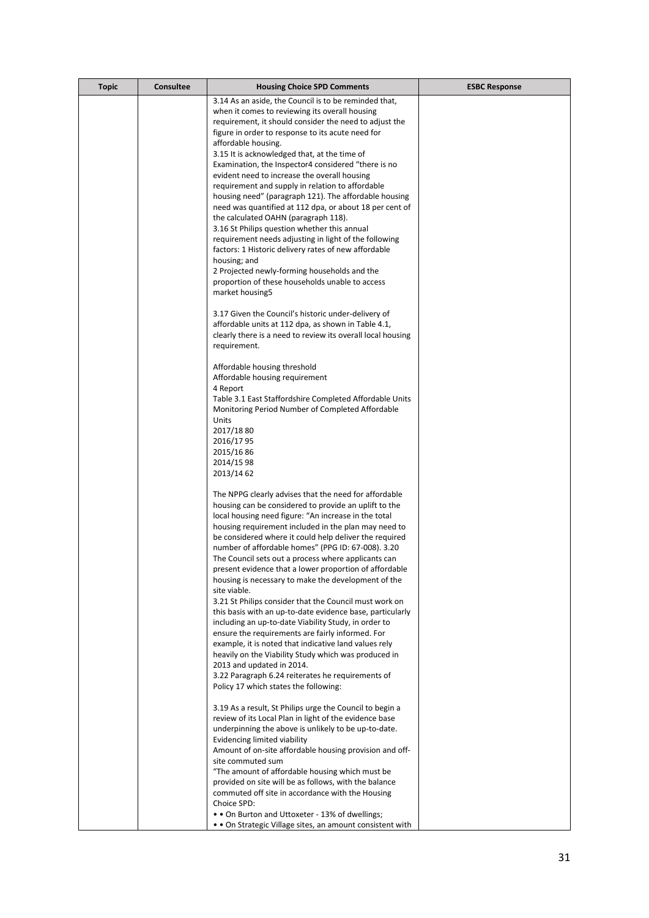| Topic | Consultee | Housing Choice SPD Comments | ESBC Response |
|---|---|---|---|
| | | 3.14 As an aside, the Council is to be reminded that, when it comes to reviewing its overall housing requirement, it should consider the need to adjust the figure in order to response to its acute need for affordable housing.<br>3.15 It is acknowledged that, at the time of Examination, the Inspector4 considered "there is no evident need to increase the overall housing requirement and supply in relation to affordable housing need" (paragraph 121). The affordable housing need was quantified at 112 dpa, or about 18 per cent of the calculated OAHN (paragraph 118).<br>3.16 St Philips question whether this annual requirement needs adjusting in light of the following factors: 1 Historic delivery rates of new affordable housing; and<br>2 Projected newly-forming households and the proportion of these households unable to access market housing5<br><br>3.17 Given the Council's historic under-delivery of affordable units at 112 dpa, as shown in Table 4.1, clearly there is a need to review its overall local housing requirement.<br><br>Affordable housing threshold<br>Affordable housing requirement<br>4 Report<br>Table 3.1 East Staffordshire Completed Affordable Units Monitoring Period Number of Completed Affordable Units<br>2017/18 80<br>2016/17 95<br>2015/16 86<br>2014/15 98<br>2013/14 62<br><br>The NPPG clearly advises that the need for affordable housing can be considered to provide an uplift to the local housing need figure: "An increase in the total housing requirement included in the plan may need to be considered where it could help deliver the required number of affordable homes" (PPG ID: 67-008). 3.20 The Council sets out a process where applicants can present evidence that a lower proportion of affordable housing is necessary to make the development of the site viable.<br>3.21 St Philips consider that the Council must work on this basis with an up-to-date evidence base, particularly including an up-to-date Viability Study, in order to ensure the requirements are fairly informed. For example, it is noted that indicative land values rely heavily on the Viability Study which was produced in 2013 and updated in 2014.<br>3.22 Paragraph 6.24 reiterates he requirements of Policy 17 which states the following:<br><br>3.19 As a result, St Philips urge the Council to begin a review of its Local Plan in light of the evidence base underpinning the above is unlikely to be up-to-date.<br>Evidencing limited viability<br>Amount of on-site affordable housing provision and off-site commuted sum<br>"The amount of affordable housing which must be provided on site will be as follows, with the balance commuted off site in accordance with the Housing Choice SPD:<br>• • On Burton and Uttoxeter - 13% of dwellings;<br>• • On Strategic Village sites, an amount consistent with | |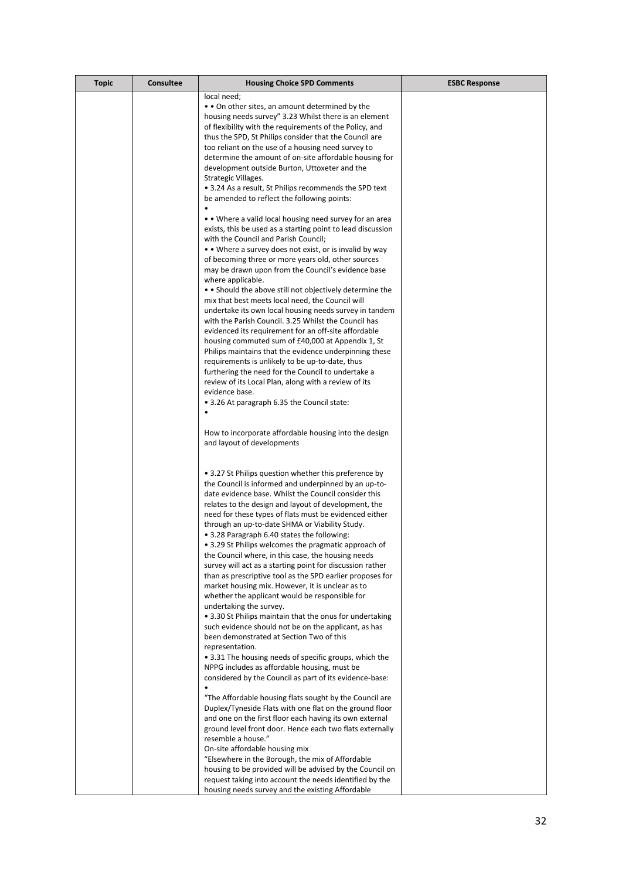| Topic | Consultee | Housing Choice SPD Comments | ESBC Response |
|---|---|---|---|
| | | local need;<br>• • On other sites, an amount determined by the housing needs survey" 3.23 Whilst there is an element of flexibility with the requirements of the Policy, and thus the SPD, St Philips consider that the Council are too reliant on the use of a housing need survey to determine the amount of on-site affordable housing for development outside Burton, Uttoxeter and the Strategic Villages.<br>• 3.24 As a result, St Philips recommends the SPD text be amended to reflect the following points:<br>•<br>• • Where a valid local housing need survey for an area exists, this be used as a starting point to lead discussion with the Council and Parish Council;<br>• • Where a survey does not exist, or is invalid by way of becoming three or more years old, other sources may be drawn upon from the Council's evidence base where applicable.<br>• • Should the above still not objectively determine the mix that best meets local need, the Council will undertake its own local housing needs survey in tandem with the Parish Council. 3.25 Whilst the Council has evidenced its requirement for an off-site affordable housing commuted sum of £40,000 at Appendix 1, St Philips maintains that the evidence underpinning these requirements is unlikely to be up-to-date, thus furthering the need for the Council to undertake a review of its Local Plan, along with a review of its evidence base.<br>• 3.26 At paragraph 6.35 the Council state:<br>•<br><br>How to incorporate affordable housing into the design and layout of developments<br><br><br>• 3.27 St Philips question whether this preference by the Council is informed and underpinned by an up-to-date evidence base. Whilst the Council consider this relates to the design and layout of development, the need for these types of flats must be evidenced either through an up-to-date SHMA or Viability Study.<br>• 3.28 Paragraph 6.40 states the following:<br>• 3.29 St Philips welcomes the pragmatic approach of the Council where, in this case, the housing needs survey will act as a starting point for discussion rather than as prescriptive tool as the SPD earlier proposes for market housing mix. However, it is unclear as to whether the applicant would be responsible for undertaking the survey.<br>• 3.30 St Philips maintain that the onus for undertaking such evidence should not be on the applicant, as has been demonstrated at Section Two of this representation.<br>• 3.31 The housing needs of specific groups, which the NPPG includes as affordable housing, must be considered by the Council as part of its evidence-base:<br>•<br>"The Affordable housing flats sought by the Council are Duplex/Tyneside Flats with one flat on the ground floor and one on the first floor each having its own external ground level front door. Hence each two flats externally resemble a house."<br>On-site affordable housing mix<br>"Elsewhere in the Borough, the mix of Affordable housing to be provided will be advised by the Council on request taking into account the needs identified by the housing needs survey and the existing Affordable | |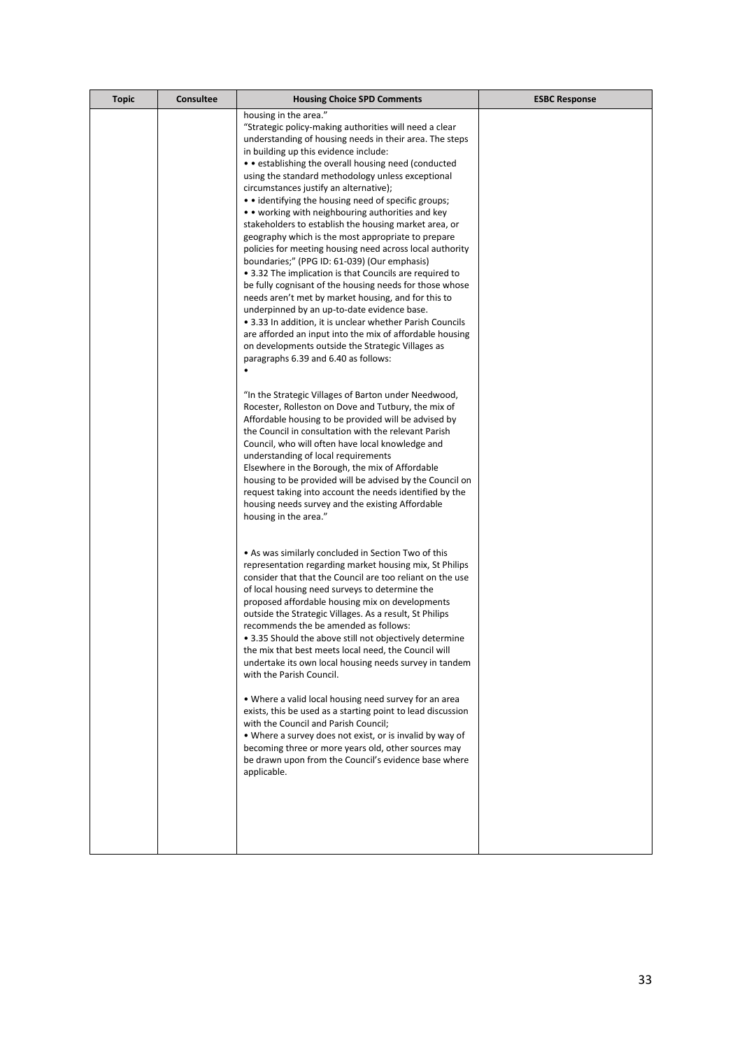| Topic | Consultee | Housing Choice SPD Comments | ESBC Response |
| --- | --- | --- | --- |
| | | housing in the area."<br>"Strategic policy-making authorities will need a clear understanding of housing needs in their area. The steps in building up this evidence include:<br>• • establishing the overall housing need (conducted using the standard methodology unless exceptional circumstances justify an alternative);<br>• • identifying the housing need of specific groups;<br>• • working with neighbouring authorities and key stakeholders to establish the housing market area, or geography which is the most appropriate to prepare policies for meeting housing need across local authority boundaries;" (PPG ID: 61-039) (Our emphasis)<br>• 3.32 The implication is that Councils are required to be fully cognisant of the housing needs for those whose needs aren't met by market housing, and for this to underpinned by an up-to-date evidence base.<br>• 3.33 In addition, it is unclear whether Parish Councils are afforded an input into the mix of affordable housing on developments outside the Strategic Villages as paragraphs 6.39 and 6.40 as follows:<br>•<br><br>"In the Strategic Villages of Barton under Needwood, Rocester, Rolleston on Dove and Tutbury, the mix of Affordable housing to be provided will be advised by the Council in consultation with the relevant Parish Council, who will often have local knowledge and understanding of local requirements<br>Elsewhere in the Borough, the mix of Affordable housing to be provided will be advised by the Council on request taking into account the needs identified by the housing needs survey and the existing Affordable housing in the area."<br><br>• As was similarly concluded in Section Two of this representation regarding market housing mix, St Philips consider that that the Council are too reliant on the use of local housing need surveys to determine the proposed affordable housing mix on developments outside the Strategic Villages. As a result, St Philips recommends the be amended as follows:<br>• 3.35 Should the above still not objectively determine the mix that best meets local need, the Council will undertake its own local housing needs survey in tandem with the Parish Council.<br><br>• Where a valid local housing need survey for an area exists, this be used as a starting point to lead discussion with the Council and Parish Council;<br>• Where a survey does not exist, or is invalid by way of becoming three or more years old, other sources may be drawn upon from the Council's evidence base where applicable. | |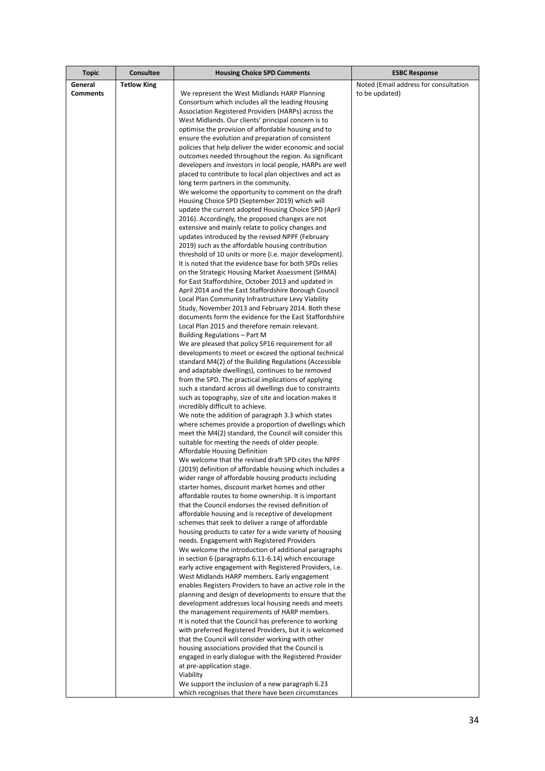| Topic | Consultee | Housing Choice SPD Comments | ESBC Response |
| --- | --- | --- | --- |
| General Comments | Tetlow King | We represent the West Midlands HARP Planning Consortium which includes all the leading Housing Association Registered Providers (HARPs) across the West Midlands. Our clients' principal concern is to optimise the provision of affordable housing and to ensure the evolution and preparation of consistent policies that help deliver the wider economic and social outcomes needed throughout the region. As significant developers and investors in local people, HARPs are well placed to contribute to local plan objectives and act as long term partners in the community.<br>We welcome the opportunity to comment on the draft Housing Choice SPD (September 2019) which will update the current adopted Housing Choice SPD (April 2016). Accordingly, the proposed changes are not extensive and mainly relate to policy changes and updates introduced by the revised NPPF (February 2019) such as the affordable housing contribution threshold of 10 units or more (i.e. major development). It is noted that the evidence base for both SPDs relies on the Strategic Housing Market Assessment (SHMA) for East Staffordshire, October 2013 and updated in April 2014 and the East Staffordshire Borough Council Local Plan Community Infrastructure Levy Viability Study, November 2013 and February 2014. Both these documents form the evidence for the East Staffordshire Local Plan 2015 and therefore remain relevant.<br>Building Regulations – Part M<br>We are pleased that policy SP16 requirement for all developments to meet or exceed the optional technical standard M4(2) of the Building Regulations (Accessible and adaptable dwellings), continues to be removed from the SPD. The practical implications of applying such a standard across all dwellings due to constraints such as topography, size of site and location makes it incredibly difficult to achieve.<br>We note the addition of paragraph 3.3 which states where schemes provide a proportion of dwellings which meet the M4(2) standard, the Council will consider this suitable for meeting the needs of older people.<br>Affordable Housing Definition<br>We welcome that the revised draft SPD cites the NPPF (2019) definition of affordable housing which includes a wider range of affordable housing products including starter homes, discount market homes and other affordable routes to home ownership. It is important that the Council endorses the revised definition of affordable housing and is receptive of development schemes that seek to deliver a range of affordable housing products to cater for a wide variety of housing needs. Engagement with Registered Providers<br>We welcome the introduction of additional paragraphs in section 6 (paragraphs 6.11-6.14) which encourage early active engagement with Registered Providers, i.e. West Midlands HARP members. Early engagement enables Registers Providers to have an active role in the planning and design of developments to ensure that the development addresses local housing needs and meets the management requirements of HARP members.<br>It is noted that the Council has preference to working with preferred Registered Providers, but it is welcomed that the Council will consider working with other housing associations provided that the Council is engaged in early dialogue with the Registered Provider at pre-application stage.<br>Viability<br>We support the inclusion of a new paragraph 6.23 which recognises that there have been circumstances | Noted (Email address for consultation to be updated) |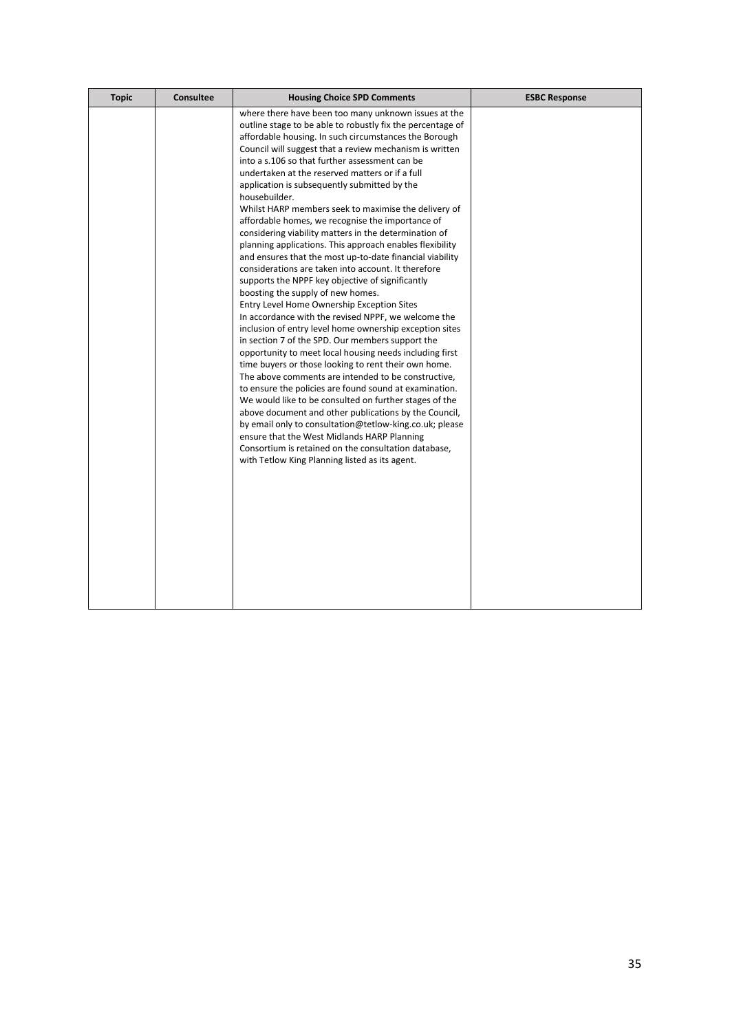| Topic | Consultee | Housing Choice SPD Comments | ESBC Response |
| --- | --- | --- | --- |
| | | where there have been too many unknown issues at the outline stage to be able to robustly fix the percentage of affordable housing. In such circumstances the Borough Council will suggest that a review mechanism is written into a s.106 so that further assessment can be undertaken at the reserved matters or if a full application is subsequently submitted by the housebuilder.<br>Whilst HARP members seek to maximise the delivery of affordable homes, we recognise the importance of considering viability matters in the determination of planning applications. This approach enables flexibility and ensures that the most up-to-date financial viability considerations are taken into account. It therefore supports the NPPF key objective of significantly boosting the supply of new homes.<br>Entry Level Home Ownership Exception Sites<br>In accordance with the revised NPPF, we welcome the inclusion of entry level home ownership exception sites in section 7 of the SPD. Our members support the opportunity to meet local housing needs including first time buyers or those looking to rent their own home.<br>The above comments are intended to be constructive, to ensure the policies are found sound at examination.<br>We would like to be consulted on further stages of the above document and other publications by the Council, by email only to consultation@tetlow-king.co.uk; please ensure that the West Midlands HARP Planning Consortium is retained on the consultation database, with Tetlow King Planning listed as its agent. | |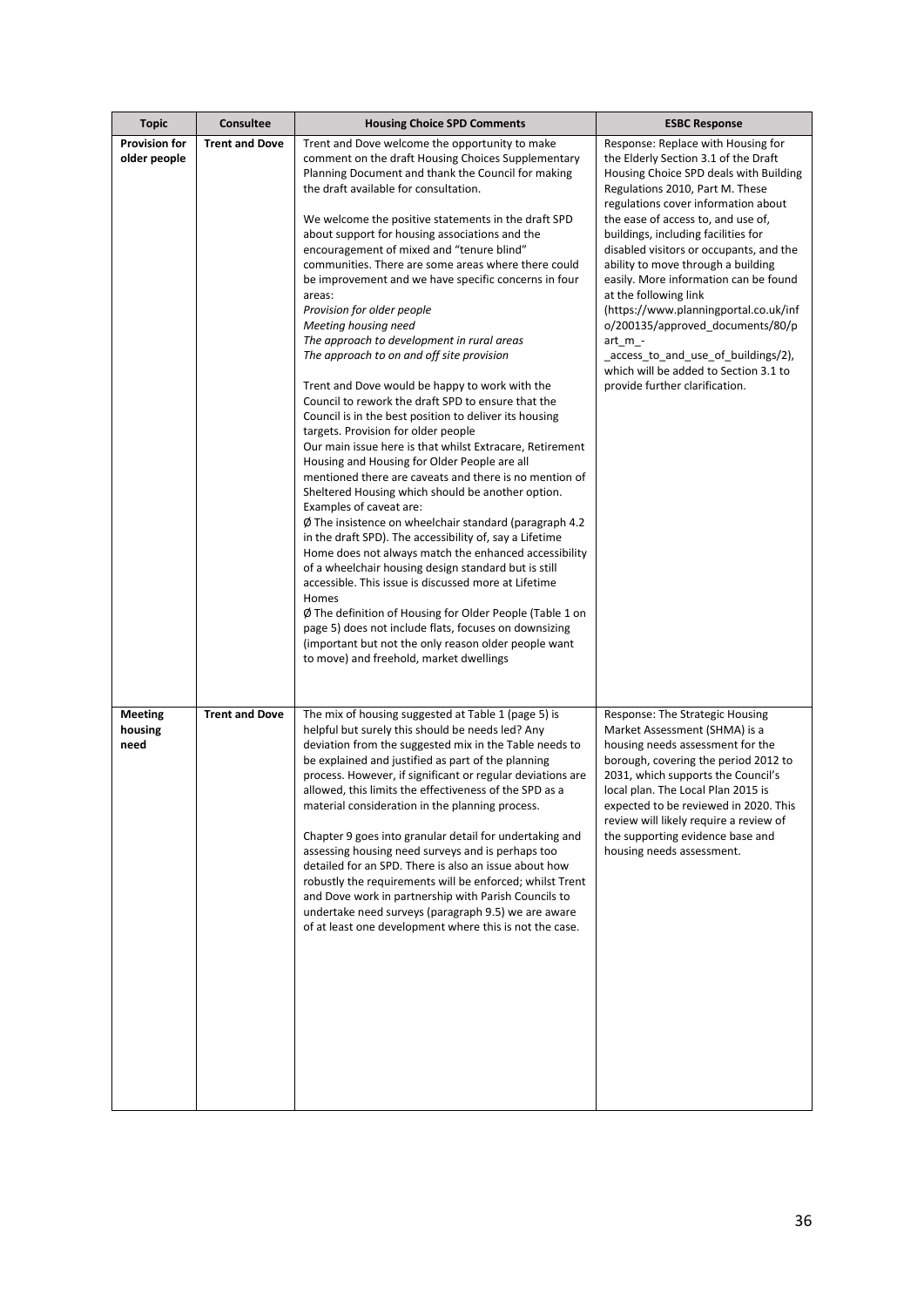| Topic | Consultee | Housing Choice SPD Comments | ESBC Response |
|---|---|---|---|
| **Provision for older people** | **Trent and Dove** | Trent and Dove welcome the opportunity to make comment on the draft Housing Choices Supplementary Planning Document and thank the Council for making the draft available for consultation.<br><br>We welcome the positive statements in the draft SPD about support for housing associations and the encouragement of mixed and "tenure blind" communities. There are some areas where there could be improvement and we have specific concerns in four areas:<br>*Provision for older people*<br>*Meeting housing need*<br>*The approach to development in rural areas*<br>*The approach to on and off site provision*<br><br>Trent and Dove would be happy to work with the Council to rework the draft SPD to ensure that the Council is in the best position to deliver its housing targets. Provision for older people<br>Our main issue here is that whilst Extracare, Retirement Housing and Housing for Older People are all mentioned there are caveats and there is no mention of Sheltered Housing which should be another option. Examples of caveat are:<br>Ø The insistence on wheelchair standard (paragraph 4.2 in the draft SPD). The accessibility of, say a Lifetime Home does not always match the enhanced accessibility of a wheelchair housing design standard but is still accessible. This issue is discussed more at Lifetime Homes<br>Ø The definition of Housing for Older People (Table 1 on page 5) does not include flats, focuses on downsizing (important but not the only reason older people want to move) and freehold, market dwellings | Response: Replace with Housing for the Elderly Section 3.1 of the Draft Housing Choice SPD deals with Building Regulations 2010, Part M. These regulations cover information about the ease of access to, and use of, buildings, including facilities for disabled visitors or occupants, and the ability to move through a building easily. More information can be found at the following link (https://www.planningportal.co.uk/info/200135/approved_documents/80/part_m_-_access_to_and_use_of_buildings/2), which will be added to Section 3.1 to provide further clarification. |
| **Meeting housing need** | **Trent and Dove** | The mix of housing suggested at Table 1 (page 5) is helpful but surely this should be needs led? Any deviation from the suggested mix in the Table needs to be explained and justified as part of the planning process. However, if significant or regular deviations are allowed, this limits the effectiveness of the SPD as a material consideration in the planning process.<br><br>Chapter 9 goes into granular detail for undertaking and assessing housing need surveys and is perhaps too detailed for an SPD. There is also an issue about how robustly the requirements will be enforced; whilst Trent and Dove work in partnership with Parish Councils to undertake need surveys (paragraph 9.5) we are aware of at least one development where this is not the case. | Response: The Strategic Housing Market Assessment (SHMA) is a housing needs assessment for the borough, covering the period 2012 to 2031, which supports the Council's local plan. The Local Plan 2015 is expected to be reviewed in 2020. This review will likely require a review of the supporting evidence base and housing needs assessment. |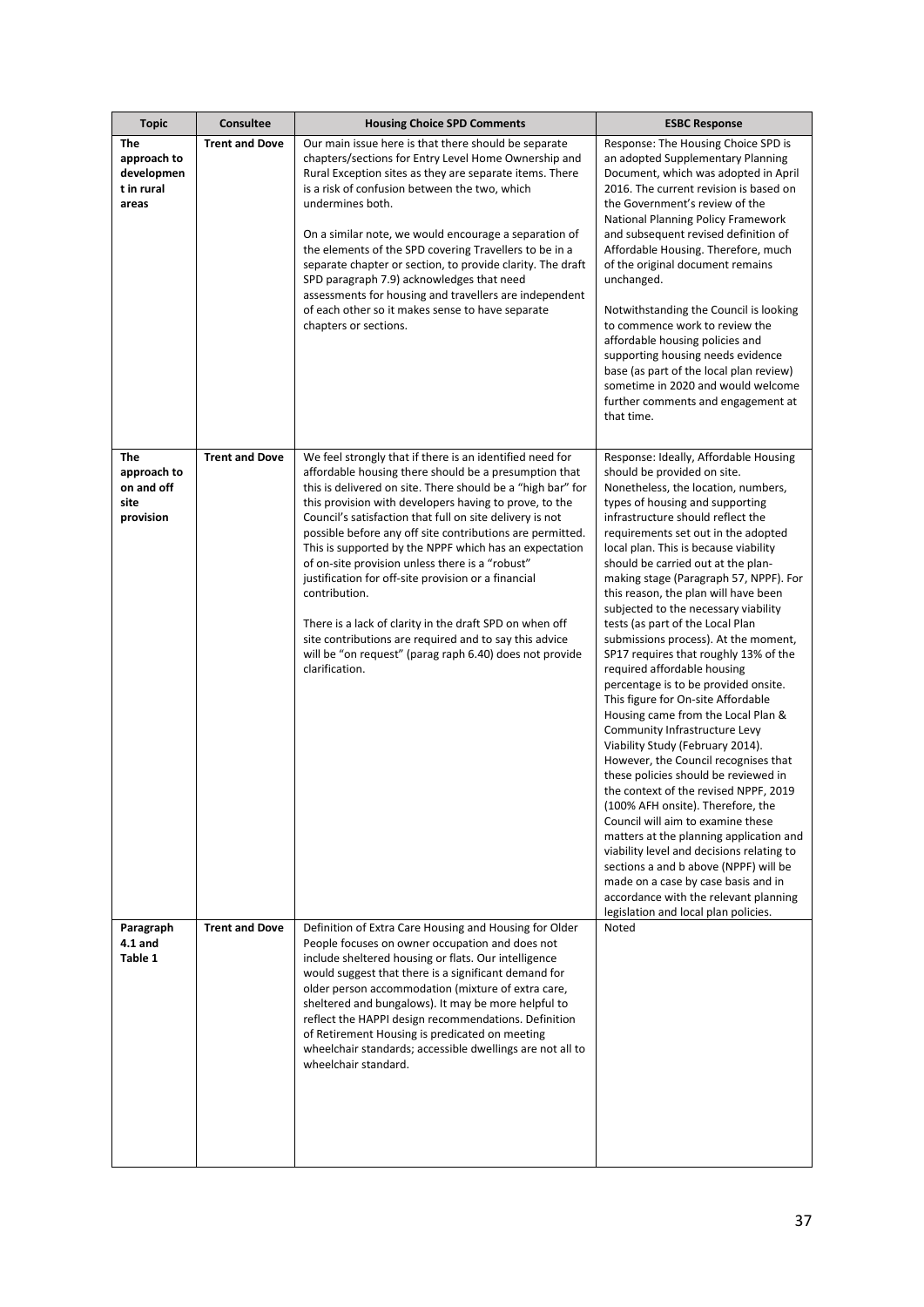| Topic | Consultee | Housing Choice SPD Comments | ESBC Response |
|---|---|---|---|
| **The approach to development in rural areas** | **Trent and Dove** | Our main issue here is that there should be separate chapters/sections for Entry Level Home Ownership and Rural Exception sites as they are separate items. There is a risk of confusion between the two, which undermines both.<br><br>On a similar note, we would encourage a separation of the elements of the SPD covering Travellers to be in a separate chapter or section, to provide clarity. The draft SPD paragraph 7.9) acknowledges that need assessments for housing and travellers are independent of each other so it makes sense to have separate chapters or sections. | Response: The Housing Choice SPD is an adopted Supplementary Planning Document, which was adopted in April 2016. The current revision is based on the Government's review of the National Planning Policy Framework and subsequent revised definition of Affordable Housing. Therefore, much of the original document remains unchanged.<br><br>Notwithstanding the Council is looking to commence work to review the affordable housing policies and supporting housing needs evidence base (as part of the local plan review) sometime in 2020 and would welcome further comments and engagement at that time. |
| **The approach to on and off site provision** | **Trent and Dove** | We feel strongly that if there is an identified need for affordable housing there should be a presumption that this is delivered on site. There should be a "high bar" for this provision with developers having to prove, to the Council's satisfaction that full on site delivery is not possible before any off site contributions are permitted. This is supported by the NPPF which has an expectation of on-site provision unless there is a "robust" justification for off-site provision or a financial contribution.<br><br>There is a lack of clarity in the draft SPD on when off site contributions are required and to say this advice will be "on request" (parag raph 6.40) does not provide clarification. | Response: Ideally, Affordable Housing should be provided on site. Nonetheless, the location, numbers, types of housing and supporting infrastructure should reflect the requirements set out in the adopted local plan. This is because viability should be carried out at the plan-making stage (Paragraph 57, NPPF). For this reason, the plan will have been subjected to the necessary viability tests (as part of the Local Plan submissions process). At the moment, SP17 requires that roughly 13% of the required affordable housing percentage is to be provided onsite. This figure for On-site Affordable Housing came from the Local Plan & Community Infrastructure Levy Viability Study (February 2014). However, the Council recognises that these policies should be reviewed in the context of the revised NPPF, 2019 (100% AFH onsite). Therefore, the Council will aim to examine these matters at the planning application and viability level and decisions relating to sections a and b above (NPPF) will be made on a case by case basis and in accordance with the relevant planning legislation and local plan policies. |
| **Paragraph 4.1 and Table 1** | **Trent and Dove** | Definition of Extra Care Housing and Housing for Older People focuses on owner occupation and does not include sheltered housing or flats. Our intelligence would suggest that there is a significant demand for older person accommodation (mixture of extra care, sheltered and bungalows). It may be more helpful to reflect the HAPPI design recommendations. Definition of Retirement Housing is predicated on meeting wheelchair standards; accessible dwellings are not all to wheelchair standard. | Noted |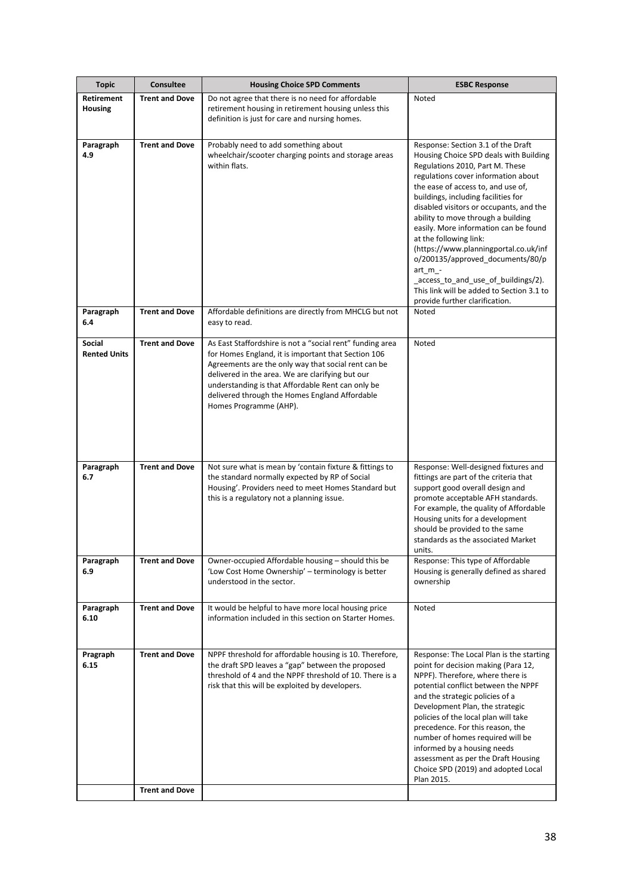| Topic | Consultee | Housing Choice SPD Comments | ESBC Response |
|---|---|---|---|
| **Retirement Housing** | **Trent and Dove** | Do not agree that there is no need for affordable retirement housing in retirement housing unless this definition is just for care and nursing homes. | Noted |
| **Paragraph 4.9** | **Trent and Dove** | Probably need to add something about wheelchair/scooter charging points and storage areas within flats. | Response: Section 3.1 of the Draft Housing Choice SPD deals with Building Regulations 2010, Part M. These regulations cover information about the ease of access to, and use of, buildings, including facilities for disabled visitors or occupants, and the ability to move through a building easily. More information can be found at the following link: (https://www.planningportal.co.uk/info/200135/approved_documents/80/part_m_-_access_to_and_use_of_buildings/2). This link will be added to Section 3.1 to provide further clarification. |
| **Paragraph 6.4** | **Trent and Dove** | Affordable definitions are directly from MHCLG but not easy to read. | Noted |
| **Social Rented Units** | **Trent and Dove** | As East Staffordshire is not a "social rent" funding area for Homes England, it is important that Section 106 Agreements are the only way that social rent can be delivered in the area. We are clarifying but our understanding is that Affordable Rent can only be delivered through the Homes England Affordable Homes Programme (AHP). | Noted |
| **Paragraph 6.7** | **Trent and Dove** | Not sure what is mean by 'contain fixture & fittings to the standard normally expected by RP of Social Housing'. Providers need to meet Homes Standard but this is a regulatory not a planning issue. | Response: Well-designed fixtures and fittings are part of the criteria that support good overall design and promote acceptable AFH standards. For example, the quality of Affordable Housing units for a development should be provided to the same standards as the associated Market units. |
| **Paragraph 6.9** | **Trent and Dove** | Owner-occupied Affordable housing – should this be 'Low Cost Home Ownership' – terminology is better understood in the sector. | Response: This type of Affordable Housing is generally defined as shared ownership |
| **Paragraph 6.10** | **Trent and Dove** | It would be helpful to have more local housing price information included in this section on Starter Homes. | Noted |
| **Pragraph 6.15** | **Trent and Dove** | NPPF threshold for affordable housing is 10. Therefore, the draft SPD leaves a "gap" between the proposed threshold of 4 and the NPPF threshold of 10. There is a risk that this will be exploited by developers. | Response: The Local Plan is the starting point for decision making (Para 12, NPPF). Therefore, where there is potential conflict between the NPPF and the strategic policies of a Development Plan, the strategic policies of the local plan will take precedence. For this reason, the number of homes required will be informed by a housing needs assessment as per the Draft Housing Choice SPD (2019) and adopted Local Plan 2015. |
| | **Trent and Dove** | | |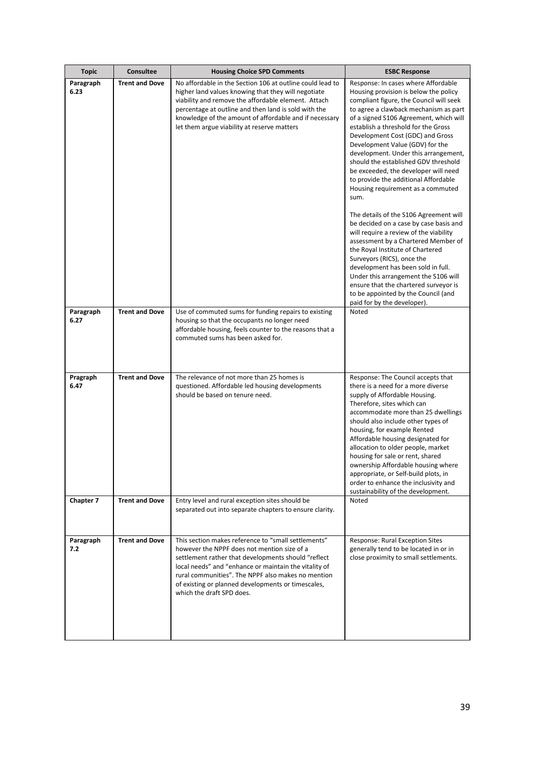| Topic | Consultee | Housing Choice SPD Comments | ESBC Response |
|---|---|---|---|
| **Paragraph 6.23** | **Trent and Dove** | No affordable in the Section 106 at outline could lead to higher land values knowing that they will negotiate viability and remove the affordable element. Attach percentage at outline and then land is sold with the knowledge of the amount of affordable and if necessary let them argue viability at reserve matters | Response: In cases where Affordable Housing provision is below the policy compliant figure, the Council will seek to agree a clawback mechanism as part of a signed S106 Agreement, which will establish a threshold for the Gross Development Cost (GDC) and Gross Development Value (GDV) for the development. Under this arrangement, should the established GDV threshold be exceeded, the developer will need to provide the additional Affordable Housing requirement as a commuted sum.<br><br>The details of the S106 Agreement will be decided on a case by case basis and will require a review of the viability assessment by a Chartered Member of the Royal Institute of Chartered Surveyors (RICS), once the development has been sold in full. Under this arrangement the S106 will ensure that the chartered surveyor is to be appointed by the Council (and paid for by the developer). |
| **Paragraph 6.27** | **Trent and Dove** | Use of commuted sums for funding repairs to existing housing so that the occupants no longer need affordable housing, feels counter to the reasons that a commuted sums has been asked for. | Noted |
| **Pragraph 6.47** | **Trent and Dove** | The relevance of not more than 25 homes is questioned. Affordable led housing developments should be based on tenure need. | Response: The Council accepts that there is a need for a more diverse supply of Affordable Housing. Therefore, sites which can accommodate more than 25 dwellings should also include other types of housing, for example Rented Affordable housing designated for allocation to older people, market housing for sale or rent, shared ownership Affordable housing where appropriate, or Self-build plots, in order to enhance the inclusivity and sustainability of the development. |
| **Chapter 7** | **Trent and Dove** | Entry level and rural exception sites should be separated out into separate chapters to ensure clarity. | Noted |
| **Paragraph 7.2** | **Trent and Dove** | This section makes reference to "small settlements" however the NPPF does not mention size of a settlement rather that developments should "reflect local needs" and "enhance or maintain the vitality of rural communities". The NPPF also makes no mention of existing or planned developments or timescales, which the draft SPD does. | Response: Rural Exception Sites generally tend to be located in or in close proximity to small settlements. |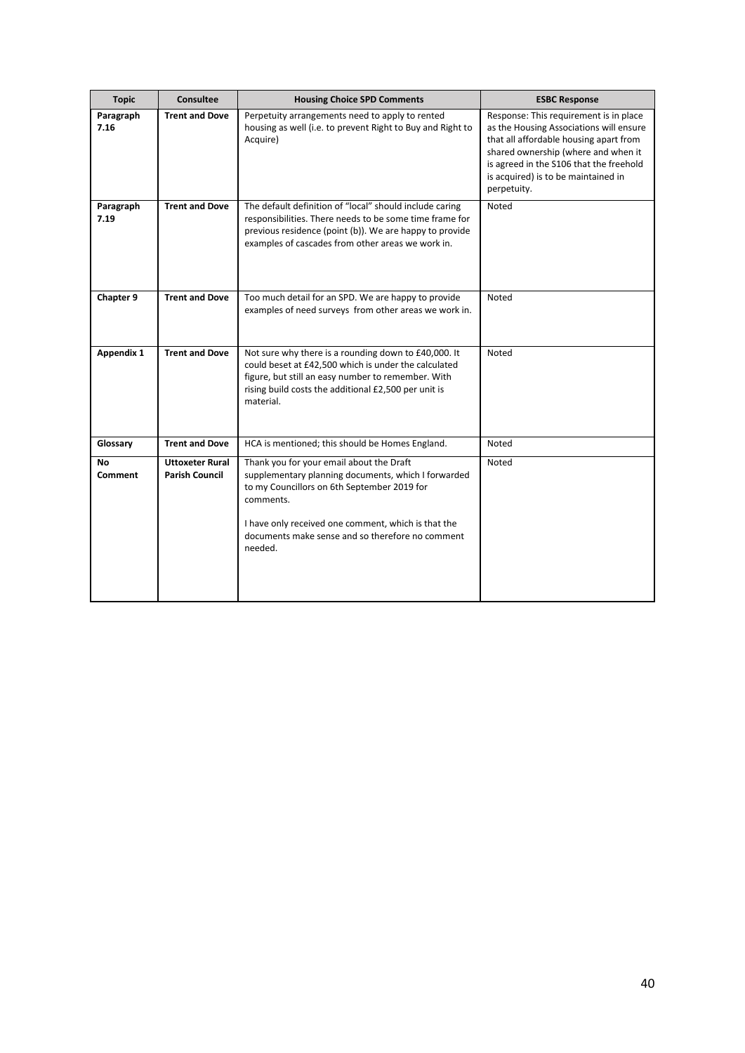| Topic | Consultee | Housing Choice SPD Comments | ESBC Response |
|---|---|---|---|
| **Paragraph 7.16** | **Trent and Dove** | Perpetuity arrangements need to apply to rented housing as well (i.e. to prevent Right to Buy and Right to Acquire) | Response: This requirement is in place as the Housing Associations will ensure that all affordable housing apart from shared ownership (where and when it is agreed in the S106 that the freehold is acquired) is to be maintained in perpetuity. |
| **Paragraph 7.19** | **Trent and Dove** | The default definition of "local" should include caring responsibilities. There needs to be some time frame for previous residence (point (b)). We are happy to provide examples of cascades from other areas we work in. | Noted |
| **Chapter 9** | **Trent and Dove** | Too much detail for an SPD. We are happy to provide examples of need surveys from other areas we work in. | Noted |
| **Appendix 1** | **Trent and Dove** | Not sure why there is a rounding down to £40,000. It could beset at £42,500 which is under the calculated figure, but still an easy number to remember. With rising build costs the additional £2,500 per unit is material. | Noted |
| **Glossary** | **Trent and Dove** | HCA is mentioned; this should be Homes England. | Noted |
| **No Comment** | **Uttoxeter Rural Parish Council** | Thank you for your email about the Draft supplementary planning documents, which I forwarded to my Councillors on 6th September 2019 for comments.<br><br>I have only received one comment, which is that the documents make sense and so therefore no comment needed. | Noted |